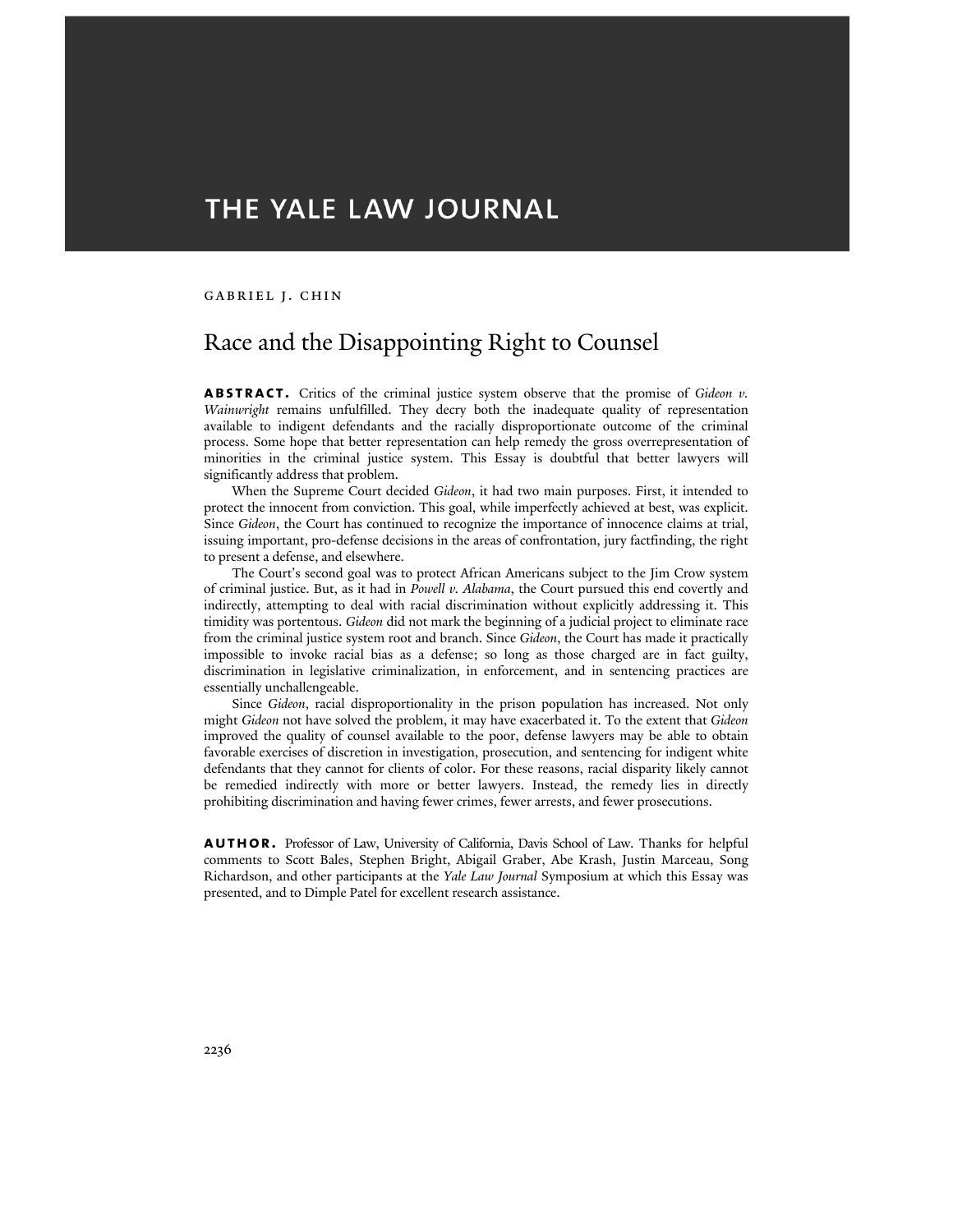# THE YALE LAW JOURNAL

GABRIEL J. CHIN

## Race and the Disappointing Right to Counsel

**ABSTRACT.** Critics of the criminal justice system observe that the promise of *Gideon v. Wainwright* remains unfulfilled. They decry both the inadequate quality of representation available to indigent defendants and the racially disproportionate outcome of the criminal process. Some hope that better representation can help remedy the gross overrepresentation of minorities in the criminal justice system. This Essay is doubtful that better lawyers will significantly address that problem.

When the Supreme Court decided *Gideon*, it had two main purposes. First, it intended to protect the innocent from conviction. This goal, while imperfectly achieved at best, was explicit. Since *Gideon*, the Court has continued to recognize the importance of innocence claims at trial, issuing important, pro-defense decisions in the areas of confrontation, jury factfinding, the right to present a defense, and elsewhere.

The Court's second goal was to protect African Americans subject to the Jim Crow system of criminal justice. But, as it had in *Powell v. Alabama*, the Court pursued this end covertly and indirectly, attempting to deal with racial discrimination without explicitly addressing it. This timidity was portentous. *Gideon* did not mark the beginning of a judicial project to eliminate race from the criminal justice system root and branch. Since *Gideon*, the Court has made it practically impossible to invoke racial bias as a defense; so long as those charged are in fact guilty, discrimination in legislative criminalization, in enforcement, and in sentencing practices are essentially unchallengeable.

Since *Gideon*, racial disproportionality in the prison population has increased. Not only might *Gideon* not have solved the problem, it may have exacerbated it. To the extent that *Gideon* improved the quality of counsel available to the poor, defense lawyers may be able to obtain favorable exercises of discretion in investigation, prosecution, and sentencing for indigent white defendants that they cannot for clients of color. For these reasons, racial disparity likely cannot be remedied indirectly with more or better lawyers. Instead, the remedy lies in directly prohibiting discrimination and having fewer crimes, fewer arrests, and fewer prosecutions.

**AUTHOR.** Professor of Law, University of California, Davis School of Law. Thanks for helpful comments to Scott Bales, Stephen Bright, Abigail Graber, Abe Krash, Justin Marceau, Song Richardson, and other participants at the *Yale Law Journal* Symposium at which this Essay was presented, and to Dimple Patel for excellent research assistance.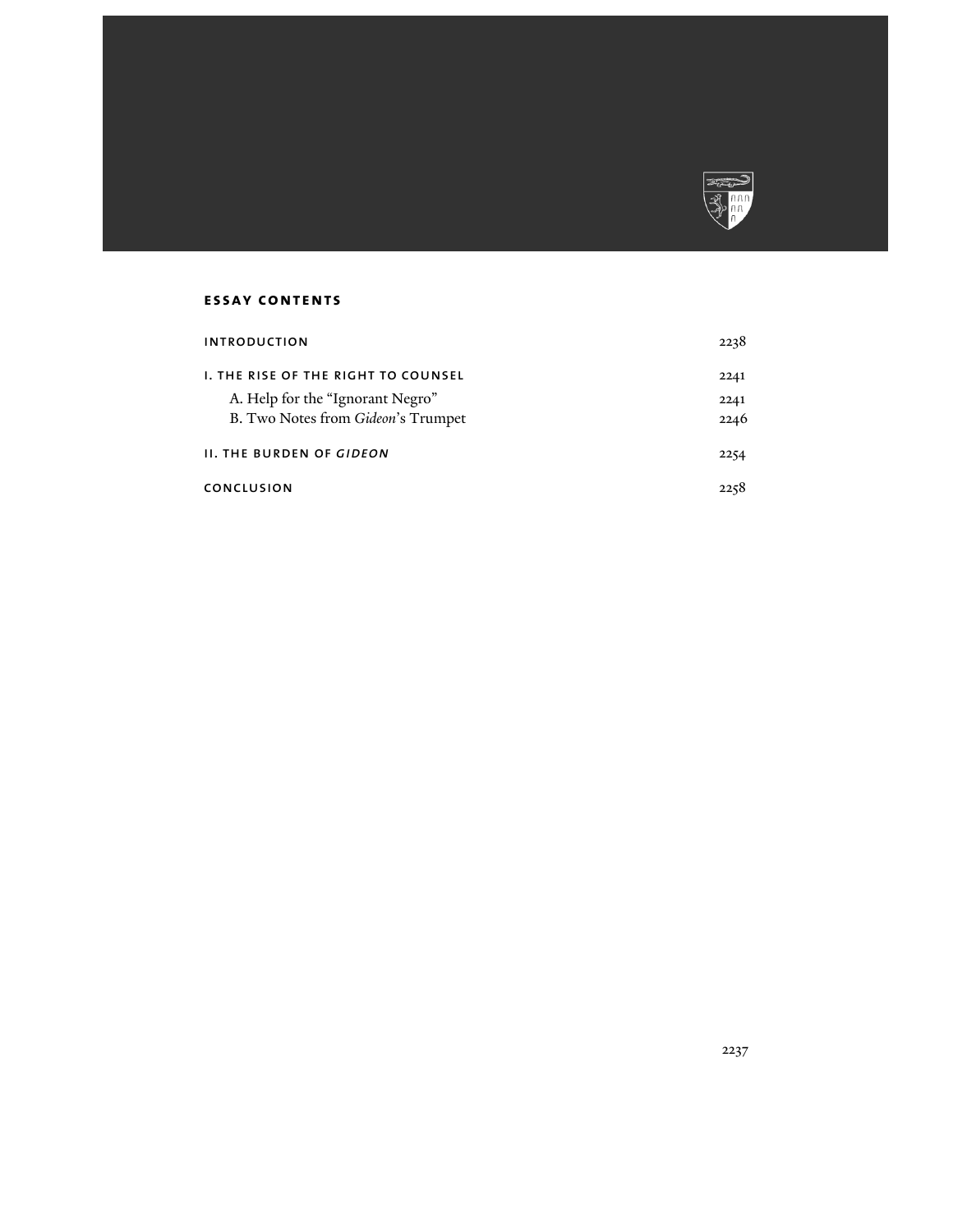## ESSAY CONTENTS

| | |
|---|---|
| INTRODUCTION | 2238 |
| I. THE RISE OF THE RIGHT TO COUNSEL | 2241 |
| A. Help for the "Ignorant Negro" | 2241 |
| B. Two Notes from *Gideon*'s Trumpet | 2246 |
| II. THE BURDEN OF *GIDEON* | 2254 |
| CONCLUSION | 2258 |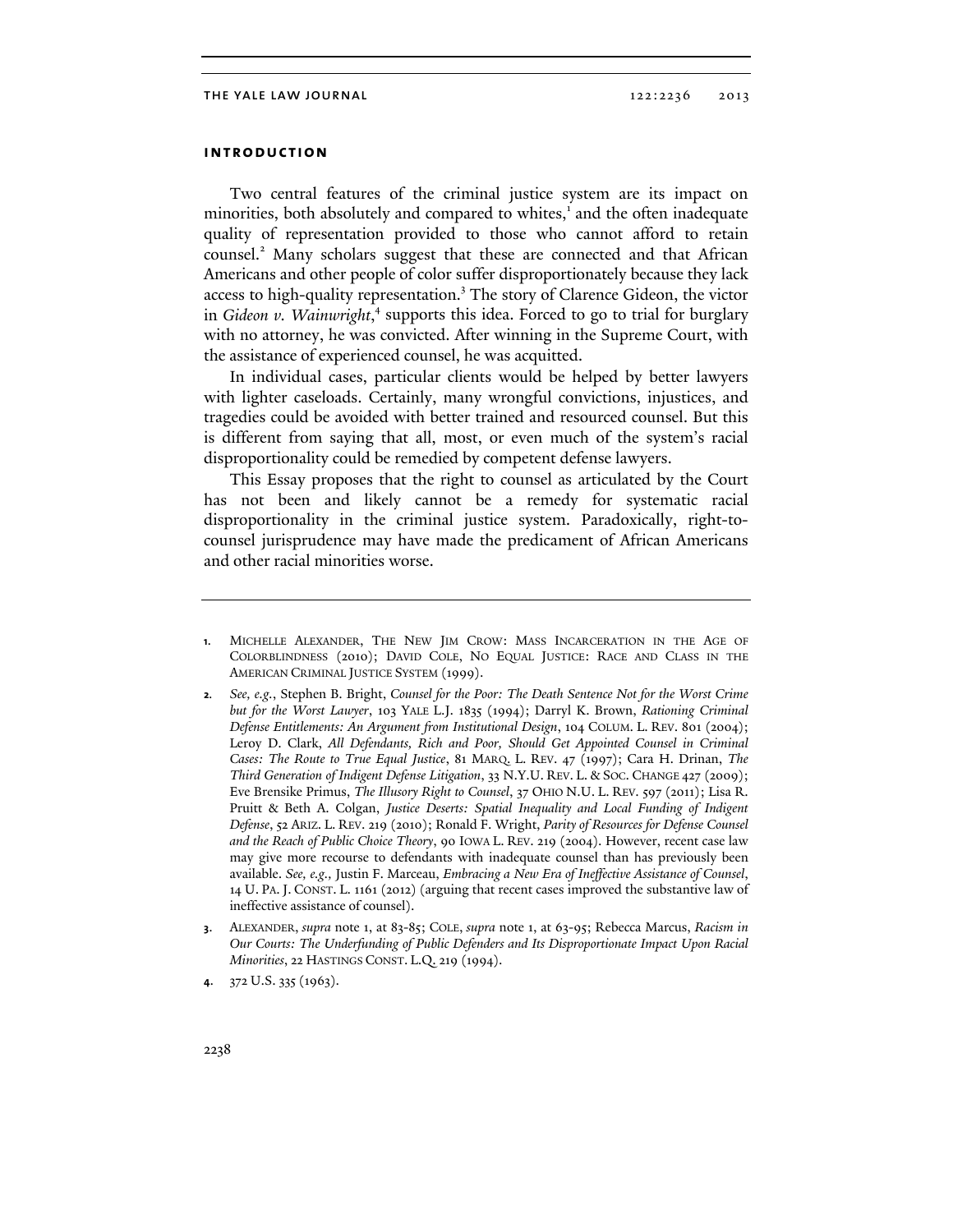## INTRODUCTION

Two central features of the criminal justice system are its impact on minorities, both absolutely and compared to whites,[1] and the often inadequate quality of representation provided to those who cannot afford to retain counsel.[2] Many scholars suggest that these are connected and that African Americans and other people of color suffer disproportionately because they lack access to high-quality representation.[3] The story of Clarence Gideon, the victor in *Gideon v. Wainwright*,[4] supports this idea. Forced to go to trial for burglary with no attorney, he was convicted. After winning in the Supreme Court, with the assistance of experienced counsel, he was acquitted.

In individual cases, particular clients would be helped by better lawyers with lighter caseloads. Certainly, many wrongful convictions, injustices, and tragedies could be avoided with better trained and resourced counsel. But this is different from saying that all, most, or even much of the system's racial disproportionality could be remedied by competent defense lawyers.

This Essay proposes that the right to counsel as articulated by the Court has not been and likely cannot be a remedy for systematic racial disproportionality in the criminal justice system. Paradoxically, right-to-counsel jurisprudence may have made the predicament of African Americans and other racial minorities worse.

---

1. MICHELLE ALEXANDER, THE NEW JIM CROW: MASS INCARCERATION IN THE AGE OF COLORBLINDNESS (2010); DAVID COLE, NO EQUAL JUSTICE: RACE AND CLASS IN THE AMERICAN CRIMINAL JUSTICE SYSTEM (1999).

2. *See, e.g.*, Stephen B. Bright, *Counsel for the Poor: The Death Sentence Not for the Worst Crime but for the Worst Lawyer*, 103 YALE L.J. 1835 (1994); Darryl K. Brown, *Rationing Criminal Defense Entitlements: An Argument from Institutional Design*, 104 COLUM. L. REV. 801 (2004); Leroy D. Clark, *All Defendants, Rich and Poor, Should Get Appointed Counsel in Criminal Cases: The Route to True Equal Justice*, 81 MARQ. L. REV. 47 (1997); Cara H. Drinan, *The Third Generation of Indigent Defense Litigation*, 33 N.Y.U. REV. L. & SOC. CHANGE 427 (2009); Eve Brensike Primus, *The Illusory Right to Counsel*, 37 OHIO N.U. L. REV. 597 (2011); Lisa R. Pruitt & Beth A. Colgan, *Justice Deserts: Spatial Inequality and Local Funding of Indigent Defense*, 52 ARIZ. L. REV. 219 (2010); Ronald F. Wright, *Parity of Resources for Defense Counsel and the Reach of Public Choice Theory*, 90 IOWA L. REV. 219 (2004). However, recent case law may give more recourse to defendants with inadequate counsel than has previously been available. *See, e.g.,* Justin F. Marceau, *Embracing a New Era of Ineffective Assistance of Counsel*, 14 U. PA. J. CONST. L. 1161 (2012) (arguing that recent cases improved the substantive law of ineffective assistance of counsel).

3. ALEXANDER, *supra* note 1, at 83-85; COLE, *supra* note 1, at 63-95; Rebecca Marcus, *Racism in Our Courts: The Underfunding of Public Defenders and Its Disproportionate Impact Upon Racial Minorities*, 22 HASTINGS CONST. L.Q. 219 (1994).

4. 372 U.S. 335 (1963).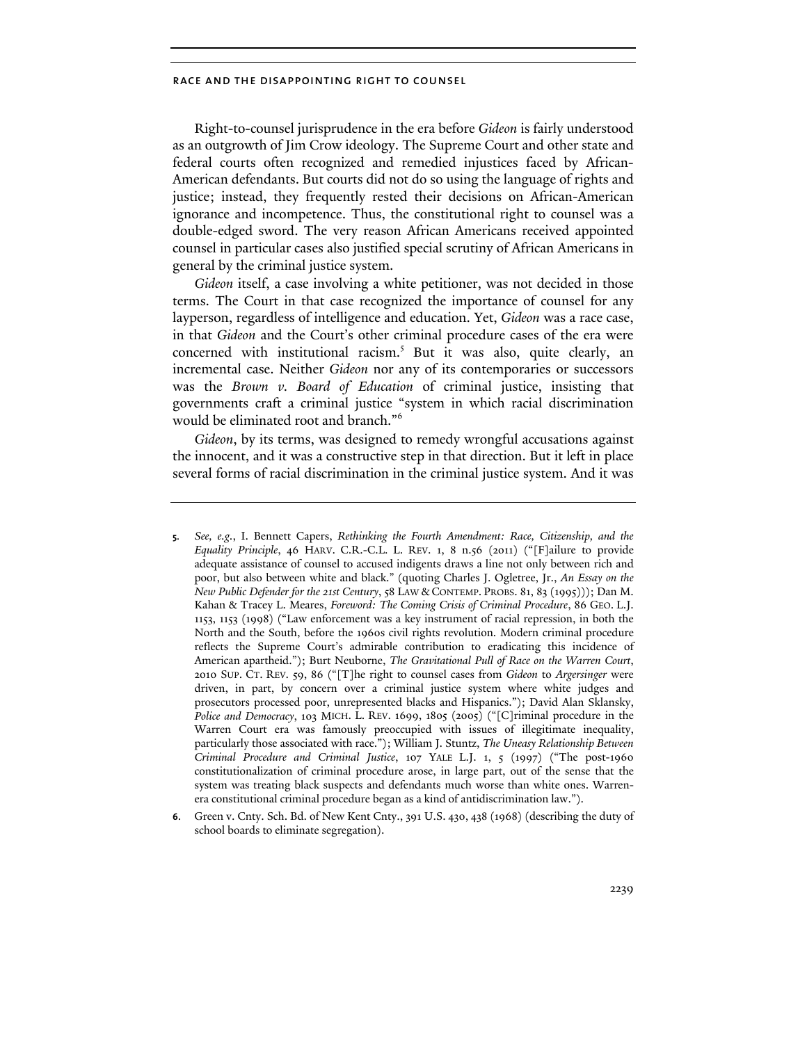Right-to-counsel jurisprudence in the era before *Gideon* is fairly understood as an outgrowth of Jim Crow ideology. The Supreme Court and other state and federal courts often recognized and remedied injustices faced by African-American defendants. But courts did not do so using the language of rights and justice; instead, they frequently rested their decisions on African-American ignorance and incompetence. Thus, the constitutional right to counsel was a double-edged sword. The very reason African Americans received appointed counsel in particular cases also justified special scrutiny of African Americans in general by the criminal justice system.

*Gideon* itself, a case involving a white petitioner, was not decided in those terms. The Court in that case recognized the importance of counsel for any layperson, regardless of intelligence and education. Yet, *Gideon* was a race case, in that *Gideon* and the Court's other criminal procedure cases of the era were concerned with institutional racism.[5] But it was also, quite clearly, an incremental case. Neither *Gideon* nor any of its contemporaries or successors was the *Brown v. Board of Education* of criminal justice, insisting that governments craft a criminal justice "system in which racial discrimination would be eliminated root and branch."[6]

*Gideon*, by its terms, was designed to remedy wrongful accusations against the innocent, and it was a constructive step in that direction. But it left in place several forms of racial discrimination in the criminal justice system. And it was

---

5. *See, e.g.*, I. Bennett Capers, *Rethinking the Fourth Amendment: Race, Citizenship, and the Equality Principle*, 46 HARV. C.R.-C.L. L. REV. 1, 8 n.56 (2011) ("[F]ailure to provide adequate assistance of counsel to accused indigents draws a line not only between rich and poor, but also between white and black." (quoting Charles J. Ogletree, Jr., *An Essay on the New Public Defender for the 21st Century*, 58 LAW & CONTEMP. PROBS. 81, 83 (1995))); Dan M. Kahan & Tracey L. Meares, *Foreword: The Coming Crisis of Criminal Procedure*, 86 GEO. L.J. 1153, 1153 (1998) ("Law enforcement was a key instrument of racial repression, in both the North and the South, before the 1960s civil rights revolution. Modern criminal procedure reflects the Supreme Court's admirable contribution to eradicating this incidence of American apartheid."); Burt Neuborne, *The Gravitational Pull of Race on the Warren Court*, 2010 SUP. CT. REV. 59, 86 ("[T]he right to counsel cases from *Gideon* to *Argersinger* were driven, in part, by concern over a criminal justice system where white judges and prosecutors processed poor, unrepresented blacks and Hispanics."); David Alan Sklansky, *Police and Democracy*, 103 MICH. L. REV. 1699, 1805 (2005) ("[C]riminal procedure in the Warren Court era was famously preoccupied with issues of illegitimate inequality, particularly those associated with race."); William J. Stuntz, *The Uneasy Relationship Between Criminal Procedure and Criminal Justice*, 107 YALE L.J. 1, 5 (1997) ("The post-1960 constitutionalization of criminal procedure arose, in large part, out of the sense that the system was treating black suspects and defendants much worse than white ones. Warren-era constitutional criminal procedure began as a kind of antidiscrimination law.").

6. Green v. Cnty. Sch. Bd. of New Kent Cnty., 391 U.S. 430, 438 (1968) (describing the duty of school boards to eliminate segregation).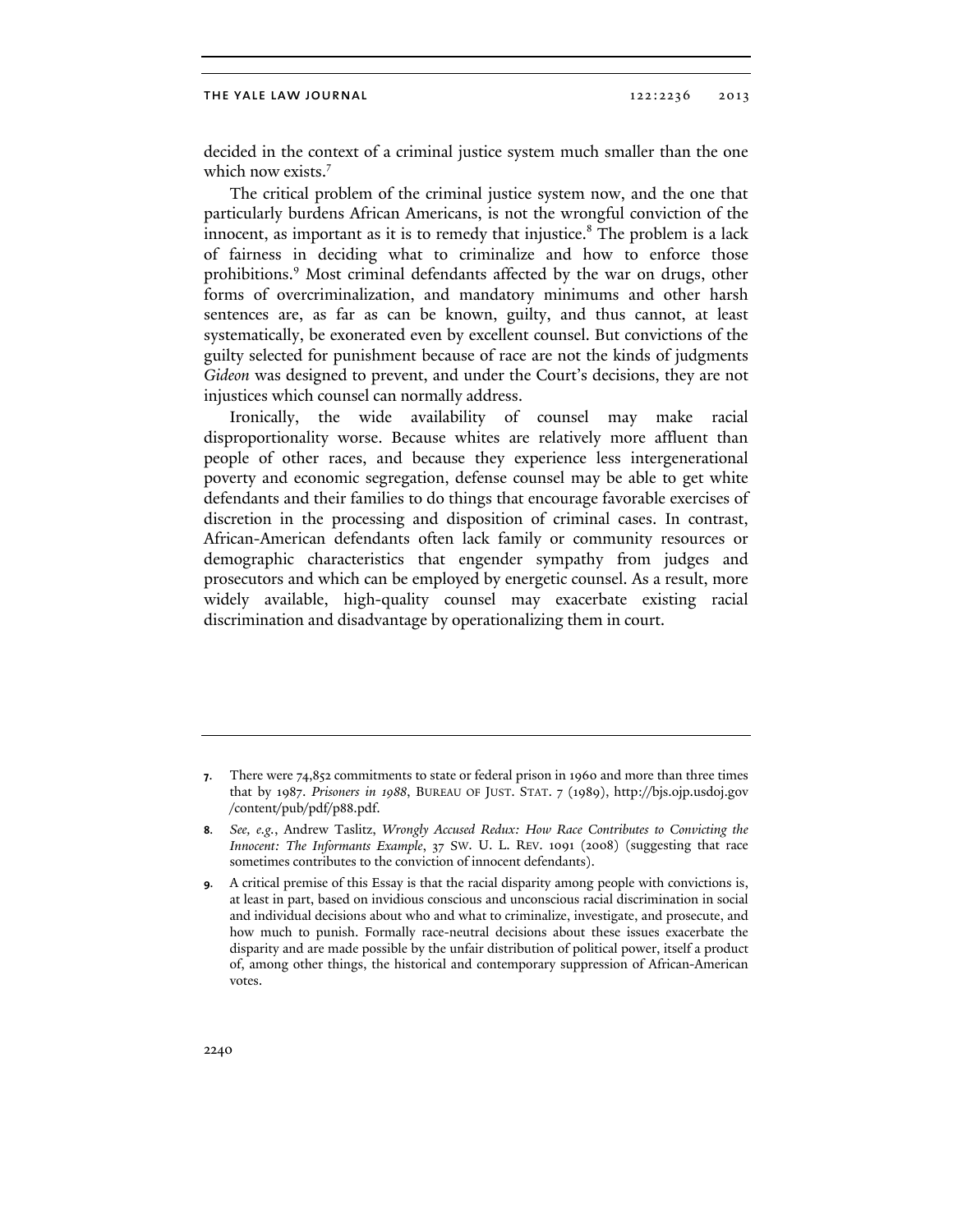decided in the context of a criminal justice system much smaller than the one which now exists.[7]

The critical problem of the criminal justice system now, and the one that particularly burdens African Americans, is not the wrongful conviction of the innocent, as important as it is to remedy that injustice.[8] The problem is a lack of fairness in deciding what to criminalize and how to enforce those prohibitions.[9] Most criminal defendants affected by the war on drugs, other forms of overcriminalization, and mandatory minimums and other harsh sentences are, as far as can be known, guilty, and thus cannot, at least systematically, be exonerated even by excellent counsel. But convictions of the guilty selected for punishment because of race are not the kinds of judgments *Gideon* was designed to prevent, and under the Court's decisions, they are not injustices which counsel can normally address.

Ironically, the wide availability of counsel may make racial disproportionality worse. Because whites are relatively more affluent than people of other races, and because they experience less intergenerational poverty and economic segregation, defense counsel may be able to get white defendants and their families to do things that encourage favorable exercises of discretion in the processing and disposition of criminal cases. In contrast, African-American defendants often lack family or community resources or demographic characteristics that engender sympathy from judges and prosecutors and which can be employed by energetic counsel. As a result, more widely available, high-quality counsel may exacerbate existing racial discrimination and disadvantage by operationalizing them in court.

---

**7.** There were 74,852 commitments to state or federal prison in 1960 and more than three times that by 1987. *Prisoners in 1988*, BUREAU OF JUST. STAT. 7 (1989), http://bjs.ojp.usdoj.gov/content/pub/pdf/p88.pdf.

**8.** *See, e.g.*, Andrew Taslitz, *Wrongly Accused Redux: How Race Contributes to Convicting the Innocent: The Informants Example*, 37 SW. U. L. REV. 1091 (2008) (suggesting that race sometimes contributes to the conviction of innocent defendants).

**9.** A critical premise of this Essay is that the racial disparity among people with convictions is, at least in part, based on invidious conscious and unconscious racial discrimination in social and individual decisions about who and what to criminalize, investigate, and prosecute, and how much to punish. Formally race-neutral decisions about these issues exacerbate the disparity and are made possible by the unfair distribution of political power, itself a product of, among other things, the historical and contemporary suppression of African-American votes.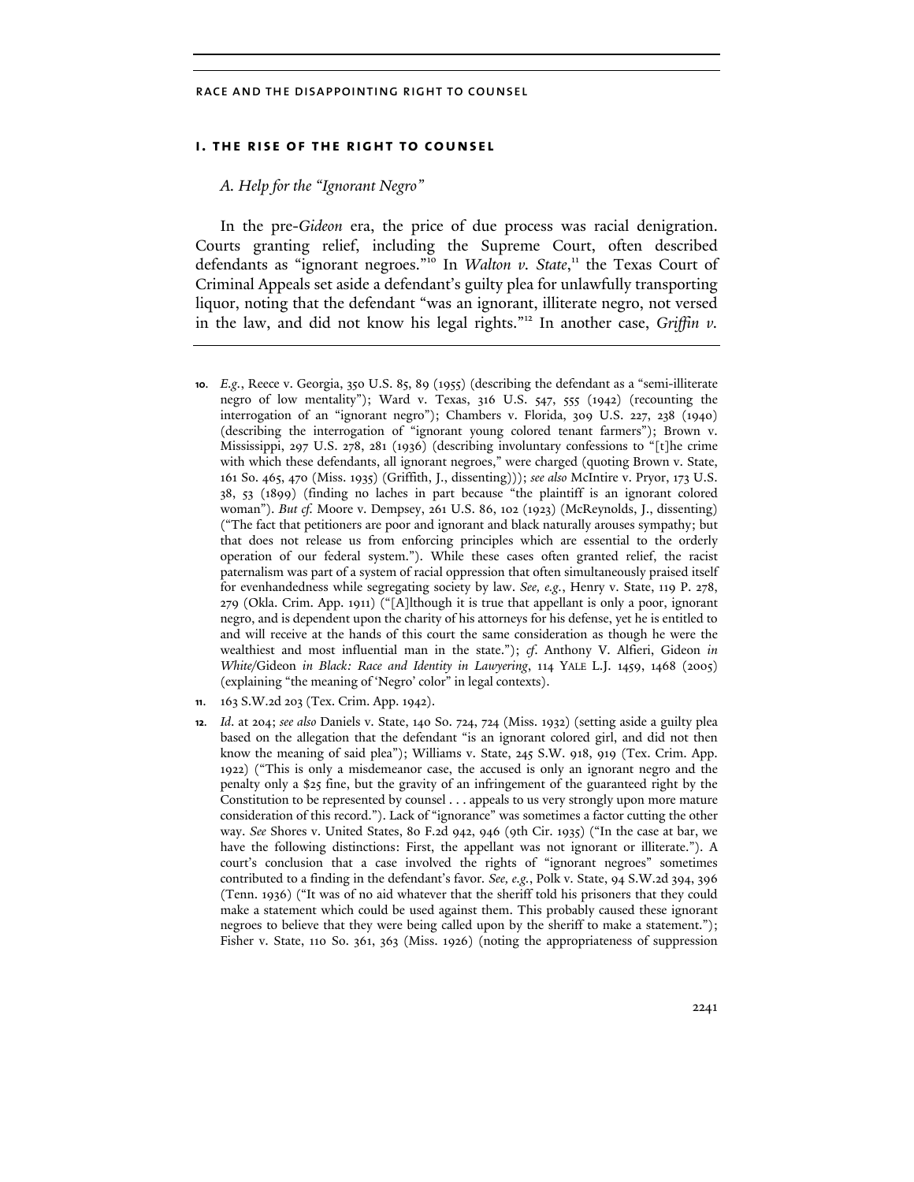## I. THE RISE OF THE RIGHT TO COUNSEL

### A. Help for the "Ignorant Negro"

In the pre-*Gideon* era, the price of due process was racial denigration. Courts granting relief, including the Supreme Court, often described defendants as "ignorant negroes."[10] In *Walton v. State*,[11] the Texas Court of Criminal Appeals set aside a defendant's guilty plea for unlawfully transporting liquor, noting that the defendant "was an ignorant, illiterate negro, not versed in the law, and did not know his legal rights."[12] In another case, *Griffin v.*

---

10. *E.g.*, Reece v. Georgia, 350 U.S. 85, 89 (1955) (describing the defendant as a "semi-illiterate negro of low mentality"); Ward v. Texas, 316 U.S. 547, 555 (1942) (recounting the interrogation of an "ignorant negro"); Chambers v. Florida, 309 U.S. 227, 238 (1940) (describing the interrogation of "ignorant young colored tenant farmers"); Brown v. Mississippi, 297 U.S. 278, 281 (1936) (describing involuntary confessions to "[t]he crime with which these defendants, all ignorant negroes," were charged (quoting Brown v. State, 161 So. 465, 470 (Miss. 1935) (Griffith, J., dissenting))); *see also* McIntire v. Pryor, 173 U.S. 38, 53 (1899) (finding no laches in part because "the plaintiff is an ignorant colored woman"). *But cf.* Moore v. Dempsey, 261 U.S. 86, 102 (1923) (McReynolds, J., dissenting) ("The fact that petitioners are poor and ignorant and black naturally arouses sympathy; but that does not release us from enforcing principles which are essential to the orderly operation of our federal system."). While these cases often granted relief, the racist paternalism was part of a system of racial oppression that often simultaneously praised itself for evenhandedness while segregating society by law. *See, e.g.*, Henry v. State, 119 P. 278, 279 (Okla. Crim. App. 1911) ("[A]lthough it is true that appellant is only a poor, ignorant negro, and is dependent upon the charity of his attorneys for his defense, yet he is entitled to and will receive at the hands of this court the same consideration as though he were the wealthiest and most influential man in the state."); *cf.* Anthony V. Alfieri, Gideon *in White/*Gideon *in Black: Race and Identity in Lawyering*, 114 YALE L.J. 1459, 1468 (2005) (explaining "the meaning of 'Negro' color" in legal contexts).

11. 163 S.W.2d 203 (Tex. Crim. App. 1942).

12. *Id.* at 204; *see also* Daniels v. State, 140 So. 724, 724 (Miss. 1932) (setting aside a guilty plea based on the allegation that the defendant "is an ignorant colored girl, and did not then know the meaning of said plea"); Williams v. State, 245 S.W. 918, 919 (Tex. Crim. App. 1922) ("This is only a misdemeanor case, the accused is only an ignorant negro and the penalty only a $25 fine, but the gravity of an infringement of the guaranteed right by the Constitution to be represented by counsel . . . appeals to us very strongly upon more mature consideration of this record."). Lack of "ignorance" was sometimes a factor cutting the other way. *See* Shores v. United States, 80 F.2d 942, 946 (9th Cir. 1935) ("In the case at bar, we have the following distinctions: First, the appellant was not ignorant or illiterate."). A court's conclusion that a case involved the rights of "ignorant negroes" sometimes contributed to a finding in the defendant's favor. *See, e.g.*, Polk v. State, 94 S.W.2d 394, 396 (Tenn. 1936) ("It was of no aid whatever that the sheriff told his prisoners that they could make a statement which could be used against them. This probably caused these ignorant negroes to believe that they were being called upon by the sheriff to make a statement."); Fisher v. State, 110 So. 361, 363 (Miss. 1926) (noting the appropriateness of suppression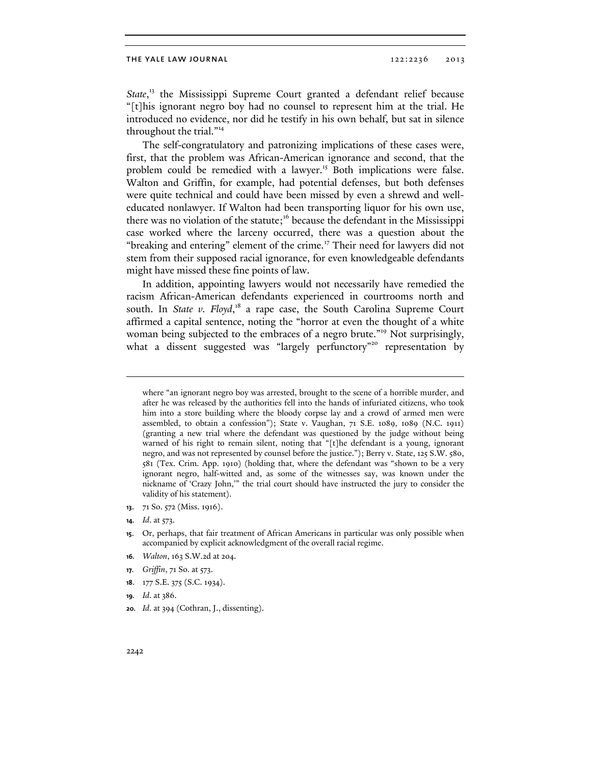*State*,[13] the Mississippi Supreme Court granted a defendant relief because "[t]his ignorant negro boy had no counsel to represent him at the trial. He introduced no evidence, nor did he testify in his own behalf, but sat in silence throughout the trial."[14]

The self-congratulatory and patronizing implications of these cases were, first, that the problem was African-American ignorance and second, that the problem could be remedied with a lawyer.[15] Both implications were false. Walton and Griffin, for example, had potential defenses, but both defenses were quite technical and could have been missed by even a shrewd and well-educated nonlawyer. If Walton had been transporting liquor for his own use, there was no violation of the statute;[16] because the defendant in the Mississippi case worked where the larceny occurred, there was a question about the "breaking and entering" element of the crime.[17] Their need for lawyers did not stem from their supposed racial ignorance, for even knowledgeable defendants might have missed these fine points of law.

In addition, appointing lawyers would not necessarily have remedied the racism African-American defendants experienced in courtrooms north and south. In *State v. Floyd*,[18] a rape case, the South Carolina Supreme Court affirmed a capital sentence, noting the "horror at even the thought of a white woman being subjected to the embraces of a negro brute."[19] Not surprisingly, what a dissent suggested was "largely perfunctory"[20] representation by

---

where "an ignorant negro boy was arrested, brought to the scene of a horrible murder, and after he was released by the authorities fell into the hands of infuriated citizens, who took him into a store building where the bloody corpse lay and a crowd of armed men were assembled, to obtain a confession"); State v. Vaughan, 71 S.E. 1089, 1089 (N.C. 1911) (granting a new trial where the defendant was questioned by the judge without being warned of his right to remain silent, noting that "[t]he defendant is a young, ignorant negro, and was not represented by counsel before the justice."); Berry v. State, 125 S.W. 580, 581 (Tex. Crim. App. 1910) (holding that, where the defendant was "shown to be a very ignorant negro, half-witted and, as some of the witnesses say, was known under the nickname of 'Crazy John,'" the trial court should have instructed the jury to consider the validity of his statement).

13. 71 So. 572 (Miss. 1916).

14. *Id*. at 573.

15. Or, perhaps, that fair treatment of African Americans in particular was only possible when accompanied by explicit acknowledgment of the overall racial regime.

16. *Walton*, 163 S.W.2d at 204.

17. *Griffin*, 71 So. at 573.

18. 177 S.E. 375 (S.C. 1934).

19. *Id*. at 386.

20. *Id*. at 394 (Cothran, J., dissenting).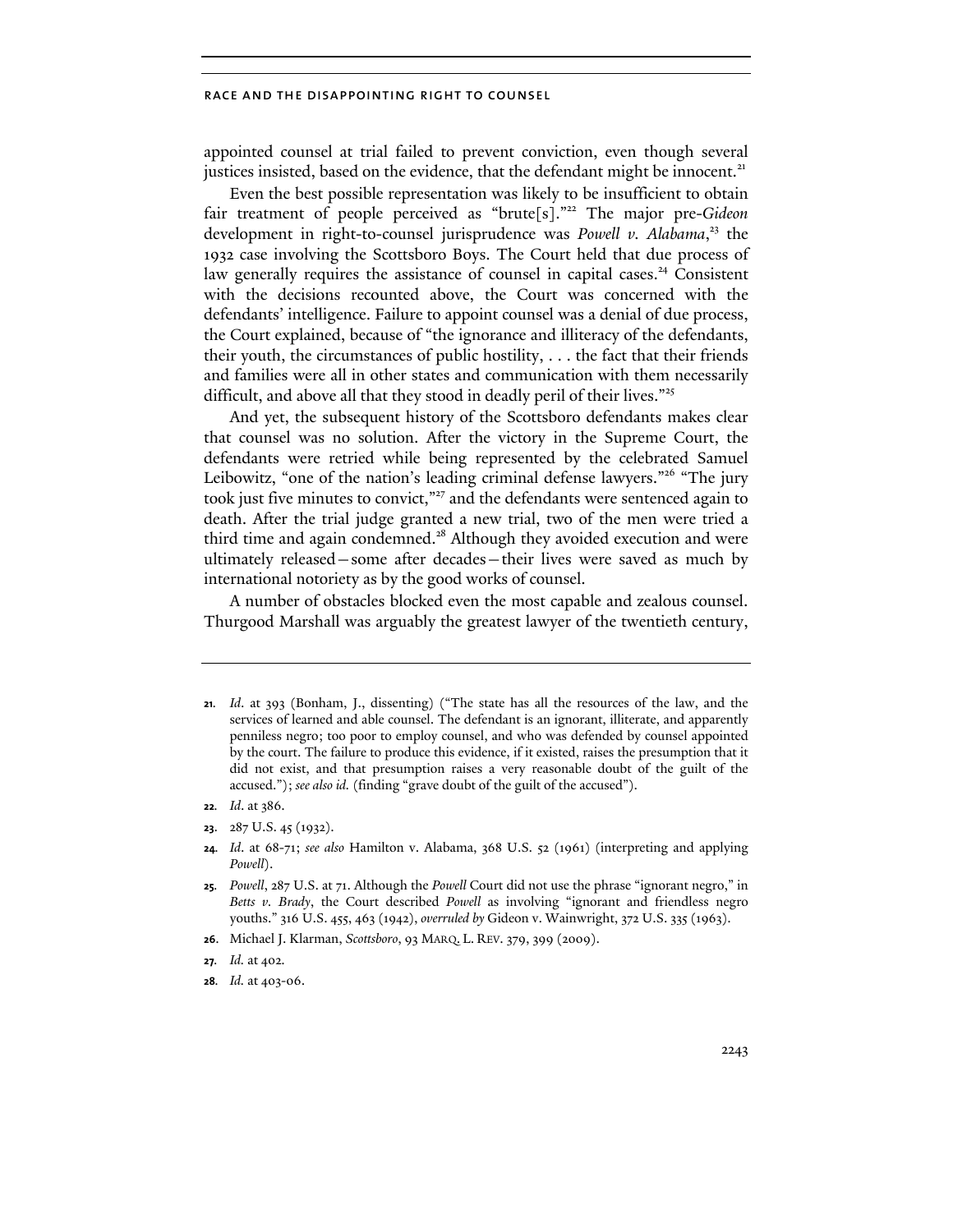appointed counsel at trial failed to prevent conviction, even though several justices insisted, based on the evidence, that the defendant might be innocent.[21]

Even the best possible representation was likely to be insufficient to obtain fair treatment of people perceived as "brute[s]."[22] The major pre-*Gideon* development in right-to-counsel jurisprudence was *Powell v. Alabama*,[23] the 1932 case involving the Scottsboro Boys. The Court held that due process of law generally requires the assistance of counsel in capital cases.[24] Consistent with the decisions recounted above, the Court was concerned with the defendants' intelligence. Failure to appoint counsel was a denial of due process, the Court explained, because of "the ignorance and illiteracy of the defendants, their youth, the circumstances of public hostility, . . . the fact that their friends and families were all in other states and communication with them necessarily difficult, and above all that they stood in deadly peril of their lives."[25]

And yet, the subsequent history of the Scottsboro defendants makes clear that counsel was no solution. After the victory in the Supreme Court, the defendants were retried while being represented by the celebrated Samuel Leibowitz, "one of the nation's leading criminal defense lawyers."[26] "The jury took just five minutes to convict,"[27] and the defendants were sentenced again to death. After the trial judge granted a new trial, two of the men were tried a third time and again condemned.[28] Although they avoided execution and were ultimately released—some after decades—their lives were saved as much by international notoriety as by the good works of counsel.

A number of obstacles blocked even the most capable and zealous counsel. Thurgood Marshall was arguably the greatest lawyer of the twentieth century,

---

21. *Id*. at 393 (Bonham, J., dissenting) ("The state has all the resources of the law, and the services of learned and able counsel. The defendant is an ignorant, illiterate, and apparently penniless negro; too poor to employ counsel, and who was defended by counsel appointed by the court. The failure to produce this evidence, if it existed, raises the presumption that it did not exist, and that presumption raises a very reasonable doubt of the guilt of the accused."); *see also id.* (finding "grave doubt of the guilt of the accused").

22. *Id*. at 386.

23. 287 U.S. 45 (1932).

24. *Id*. at 68-71; *see also* Hamilton v. Alabama, 368 U.S. 52 (1961) (interpreting and applying *Powell*).

25. *Powell*, 287 U.S. at 71. Although the *Powell* Court did not use the phrase "ignorant negro," in *Betts v. Brady*, the Court described *Powell* as involving "ignorant and friendless negro youths." 316 U.S. 455, 463 (1942), *overruled by* Gideon v. Wainwright, 372 U.S. 335 (1963).

26. Michael J. Klarman, *Scottsboro*, 93 MARQ. L. REV. 379, 399 (2009).

27. *Id.* at 402.

28. *Id.* at 403-06.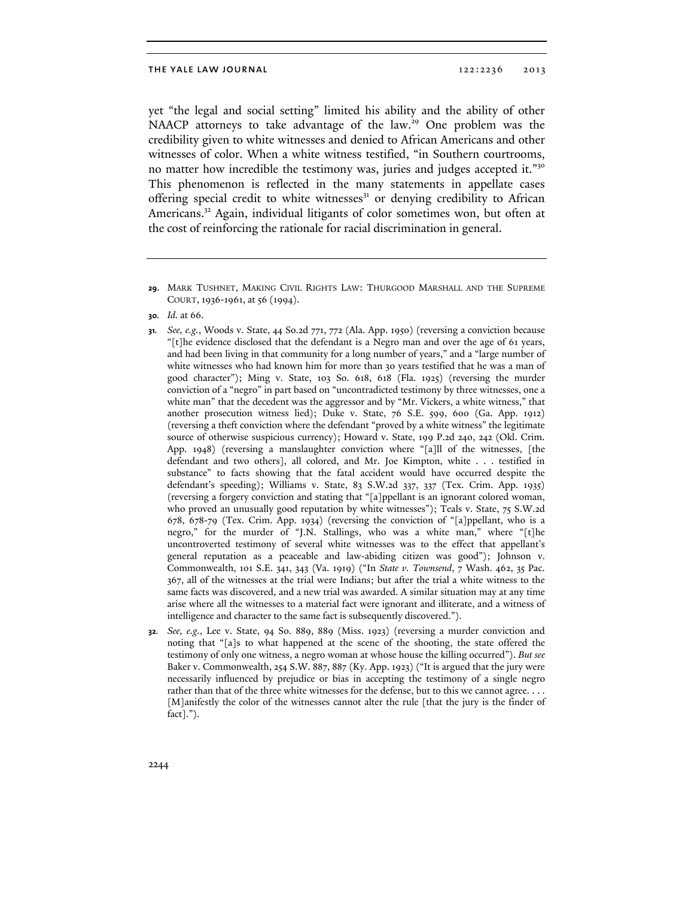yet "the legal and social setting" limited his ability and the ability of other NAACP attorneys to take advantage of the law.[29] One problem was the credibility given to white witnesses and denied to African Americans and other witnesses of color. When a white witness testified, "in Southern courtrooms, no matter how incredible the testimony was, juries and judges accepted it."[30] This phenomenon is reflected in the many statements in appellate cases offering special credit to white witnesses[31] or denying credibility to African Americans.[32] Again, individual litigants of color sometimes won, but often at the cost of reinforcing the rationale for racial discrimination in general.

---

29. Mark Tushnet, Making Civil Rights Law: Thurgood Marshall and the Supreme Court, 1936-1961, at 56 (1994).

30. *Id.* at 66.

31. *See, e.g.*, Woods v. State, 44 So.2d 771, 772 (Ala. App. 1950) (reversing a conviction because "[t]he evidence disclosed that the defendant is a Negro man and over the age of 61 years, and had been living in that community for a long number of years," and a "large number of white witnesses who had known him for more than 30 years testified that he was a man of good character"); Ming v. State, 103 So. 618, 618 (Fla. 1925) (reversing the murder conviction of a "negro" in part based on "uncontradicted testimony by three witnesses, one a white man" that the decedent was the aggressor and by "Mr. Vickers, a white witness," that another prosecution witness lied); Duke v. State, 76 S.E. 599, 600 (Ga. App. 1912) (reversing a theft conviction where the defendant "proved by a white witness" the legitimate source of otherwise suspicious currency); Howard v. State, 199 P.2d 240, 242 (Okl. Crim. App. 1948) (reversing a manslaughter conviction where "[a]ll of the witnesses, [the defendant and two others], all colored, and Mr. Joe Kimpton, white . . . testified in substance" to facts showing that the fatal accident would have occurred despite the defendant's speeding); Williams v. State, 83 S.W.2d 337, 337 (Tex. Crim. App. 1935) (reversing a forgery conviction and stating that "[a]ppellant is an ignorant colored woman, who proved an unusually good reputation by white witnesses"); Teals v. State, 75 S.W.2d 678, 678-79 (Tex. Crim. App. 1934) (reversing the conviction of "[a]ppellant, who is a negro," for the murder of "J.N. Stallings, who was a white man," where "[t]he uncontroverted testimony of several white witnesses was to the effect that appellant's general reputation as a peaceable and law-abiding citizen was good"); Johnson v. Commonwealth, 101 S.E. 341, 343 (Va. 1919) ("In *State v. Townsend*, 7 Wash. 462, 35 Pac. 367, all of the witnesses at the trial were Indians; but after the trial a white witness to the same facts was discovered, and a new trial was awarded. A similar situation may at any time arise where all the witnesses to a material fact were ignorant and illiterate, and a witness of intelligence and character to the same fact is subsequently discovered.").

32. *See, e.g.*, Lee v. State, 94 So. 889, 889 (Miss. 1923) (reversing a murder conviction and noting that "[a]s to what happened at the scene of the shooting, the state offered the testimony of only one witness, a negro woman at whose house the killing occurred"). *But see* Baker v. Commonwealth, 254 S.W. 887, 887 (Ky. App. 1923) ("It is argued that the jury were necessarily influenced by prejudice or bias in accepting the testimony of a single negro rather than that of the three white witnesses for the defense, but to this we cannot agree. . . . [M]anifestly the color of the witnesses cannot alter the rule [that the jury is the finder of fact].").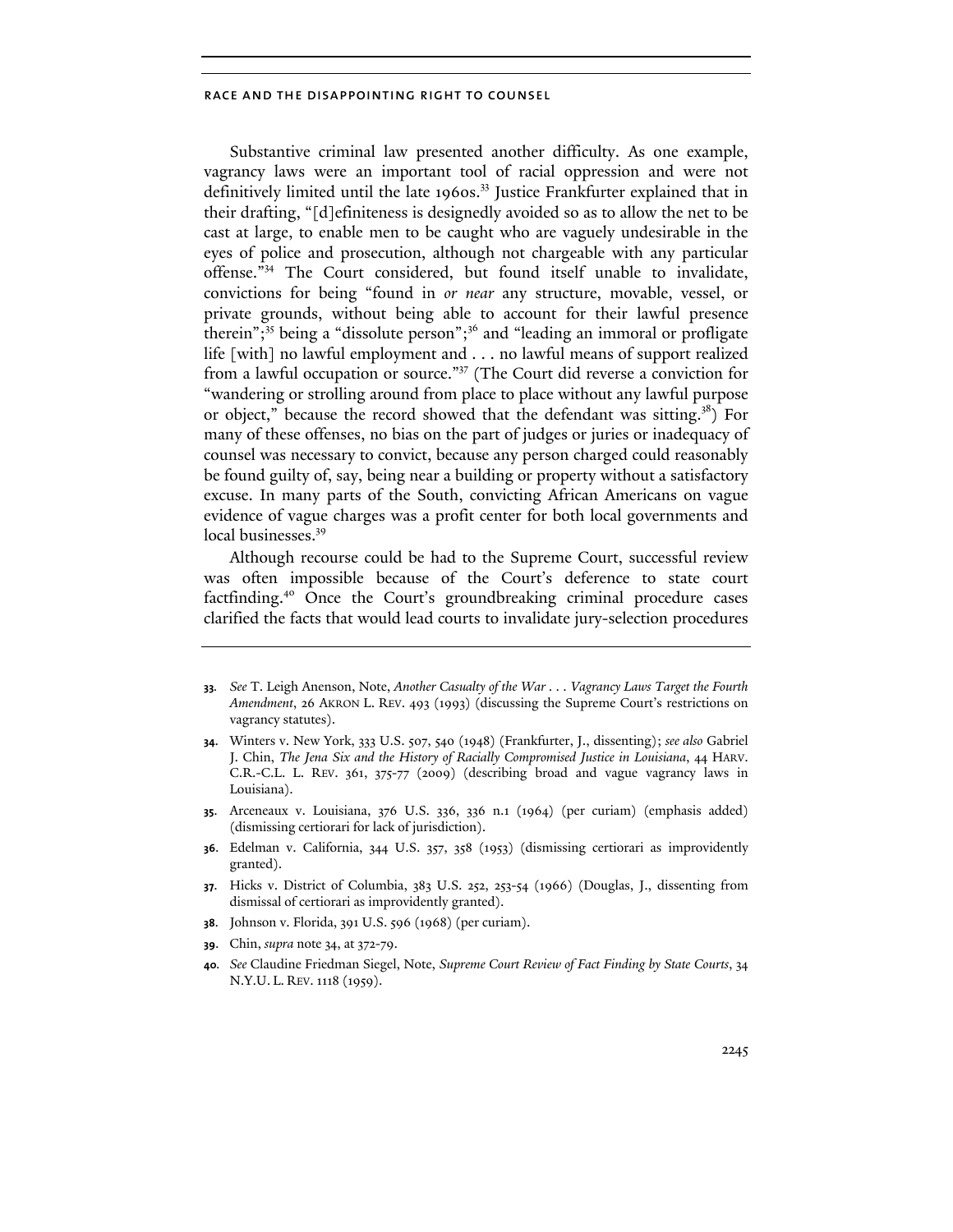Substantive criminal law presented another difficulty. As one example, vagrancy laws were an important tool of racial oppression and were not definitively limited until the late 1960s.[33] Justice Frankfurter explained that in their drafting, "[d]efiniteness is designedly avoided so as to allow the net to be cast at large, to enable men to be caught who are vaguely undesirable in the eyes of police and prosecution, although not chargeable with any particular offense."[34] The Court considered, but found itself unable to invalidate, convictions for being "found in *or near* any structure, movable, vessel, or private grounds, without being able to account for their lawful presence therein";[35] being a "dissolute person";[36] and "leading an immoral or profligate life [with] no lawful employment and . . . no lawful means of support realized from a lawful occupation or source."[37] (The Court did reverse a conviction for "wandering or strolling around from place to place without any lawful purpose or object," because the record showed that the defendant was sitting.[38]) For many of these offenses, no bias on the part of judges or juries or inadequacy of counsel was necessary to convict, because any person charged could reasonably be found guilty of, say, being near a building or property without a satisfactory excuse. In many parts of the South, convicting African Americans on vague evidence of vague charges was a profit center for both local governments and local businesses.[39]

Although recourse could be had to the Supreme Court, successful review was often impossible because of the Court's deference to state court factfinding.[40] Once the Court's groundbreaking criminal procedure cases clarified the facts that would lead courts to invalidate jury-selection procedures

---

**33.** *See* T. Leigh Anenson, Note, *Another Casualty of the War . . . Vagrancy Laws Target the Fourth Amendment*, 26 AKRON L. REV. 493 (1993) (discussing the Supreme Court's restrictions on vagrancy statutes).

**34.** Winters v. New York, 333 U.S. 507, 540 (1948) (Frankfurter, J., dissenting); *see also* Gabriel J. Chin, *The Jena Six and the History of Racially Compromised Justice in Louisiana*, 44 HARV. C.R.-C.L. L. REV. 361, 375-77 (2009) (describing broad and vague vagrancy laws in Louisiana).

**35.** Arceneaux v. Louisiana, 376 U.S. 336, 336 n.1 (1964) (per curiam) (emphasis added) (dismissing certiorari for lack of jurisdiction).

**36.** Edelman v. California, 344 U.S. 357, 358 (1953) (dismissing certiorari as improvidently granted).

**37.** Hicks v. District of Columbia, 383 U.S. 252, 253-54 (1966) (Douglas, J., dissenting from dismissal of certiorari as improvidently granted).

**38.** Johnson v. Florida, 391 U.S. 596 (1968) (per curiam).

**39.** Chin, *supra* note 34, at 372-79.

**40.** *See* Claudine Friedman Siegel, Note, *Supreme Court Review of Fact Finding by State Courts*, 34 N.Y.U. L. REV. 1118 (1959).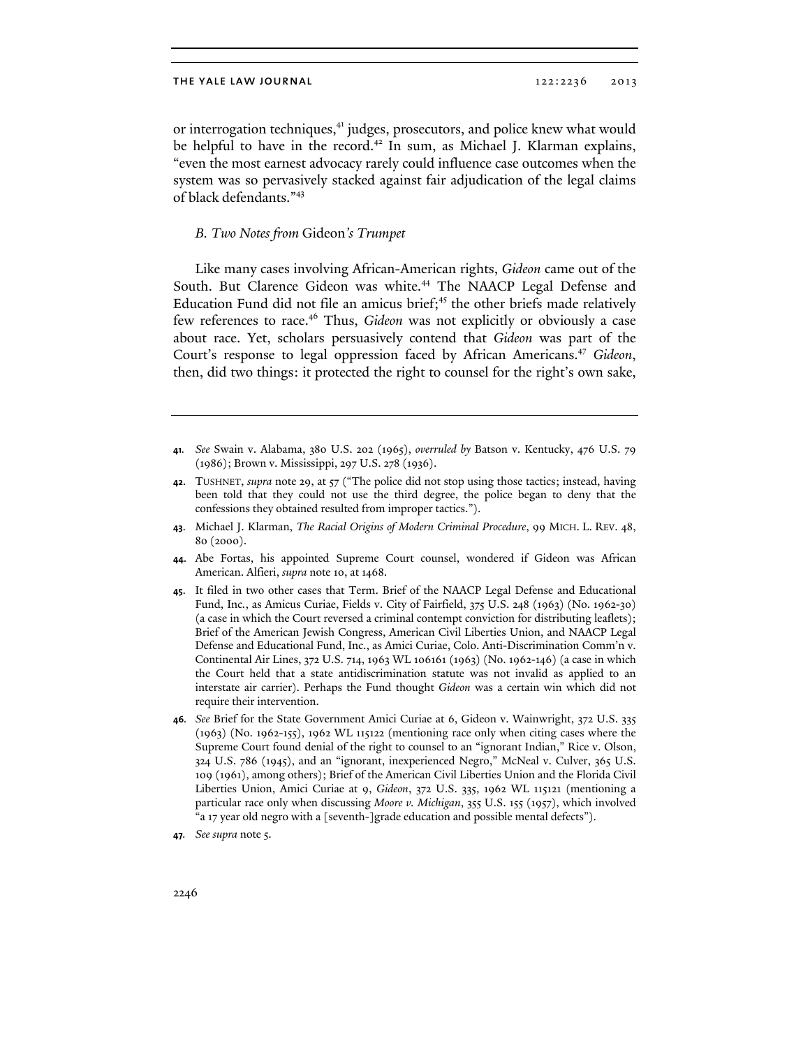or interrogation techniques,[41] judges, prosecutors, and police knew what would be helpful to have in the record.[42] In sum, as Michael J. Klarman explains, "even the most earnest advocacy rarely could influence case outcomes when the system was so pervasively stacked against fair adjudication of the legal claims of black defendants."[43]

### *B. Two Notes from* Gideon*'s Trumpet*

Like many cases involving African-American rights, *Gideon* came out of the South. But Clarence Gideon was white.[44] The NAACP Legal Defense and Education Fund did not file an amicus brief;[45] the other briefs made relatively few references to race.[46] Thus, *Gideon* was not explicitly or obviously a case about race. Yet, scholars persuasively contend that *Gideon* was part of the Court's response to legal oppression faced by African Americans.[47] *Gideon*, then, did two things: it protected the right to counsel for the right's own sake,

---

41. *See* Swain v. Alabama, 380 U.S. 202 (1965), *overruled by* Batson v. Kentucky, 476 U.S. 79 (1986); Brown v. Mississippi, 297 U.S. 278 (1936).

42. TUSHNET, *supra* note 29, at 57 ("The police did not stop using those tactics; instead, having been told that they could not use the third degree, the police began to deny that the confessions they obtained resulted from improper tactics.").

43. Michael J. Klarman, *The Racial Origins of Modern Criminal Procedure*, 99 MICH. L. REV. 48, 80 (2000).

44. Abe Fortas, his appointed Supreme Court counsel, wondered if Gideon was African American. Alfieri, *supra* note 10, at 1468.

45. It filed in two other cases that Term. Brief of the NAACP Legal Defense and Educational Fund, Inc., as Amicus Curiae, Fields v. City of Fairfield, 375 U.S. 248 (1963) (No. 1962-30) (a case in which the Court reversed a criminal contempt conviction for distributing leaflets); Brief of the American Jewish Congress, American Civil Liberties Union, and NAACP Legal Defense and Educational Fund, Inc., as Amici Curiae, Colo. Anti-Discrimination Comm'n v. Continental Air Lines, 372 U.S. 714, 1963 WL 106161 (1963) (No. 1962-146) (a case in which the Court held that a state antidiscrimination statute was not invalid as applied to an interstate air carrier). Perhaps the Fund thought *Gideon* was a certain win which did not require their intervention.

46. *See* Brief for the State Government Amici Curiae at 6, Gideon v. Wainwright, 372 U.S. 335 (1963) (No. 1962-155), 1962 WL 115122 (mentioning race only when citing cases where the Supreme Court found denial of the right to counsel to an "ignorant Indian," Rice v. Olson, 324 U.S. 786 (1945), and an "ignorant, inexperienced Negro," McNeal v. Culver, 365 U.S. 109 (1961), among others); Brief of the American Civil Liberties Union and the Florida Civil Liberties Union, Amici Curiae at 9, *Gideon*, 372 U.S. 335, 1962 WL 115121 (mentioning a particular race only when discussing *Moore v. Michigan*, 355 U.S. 155 (1957), which involved "a 17 year old negro with a [seventh-]grade education and possible mental defects").

47. *See supra* note 5.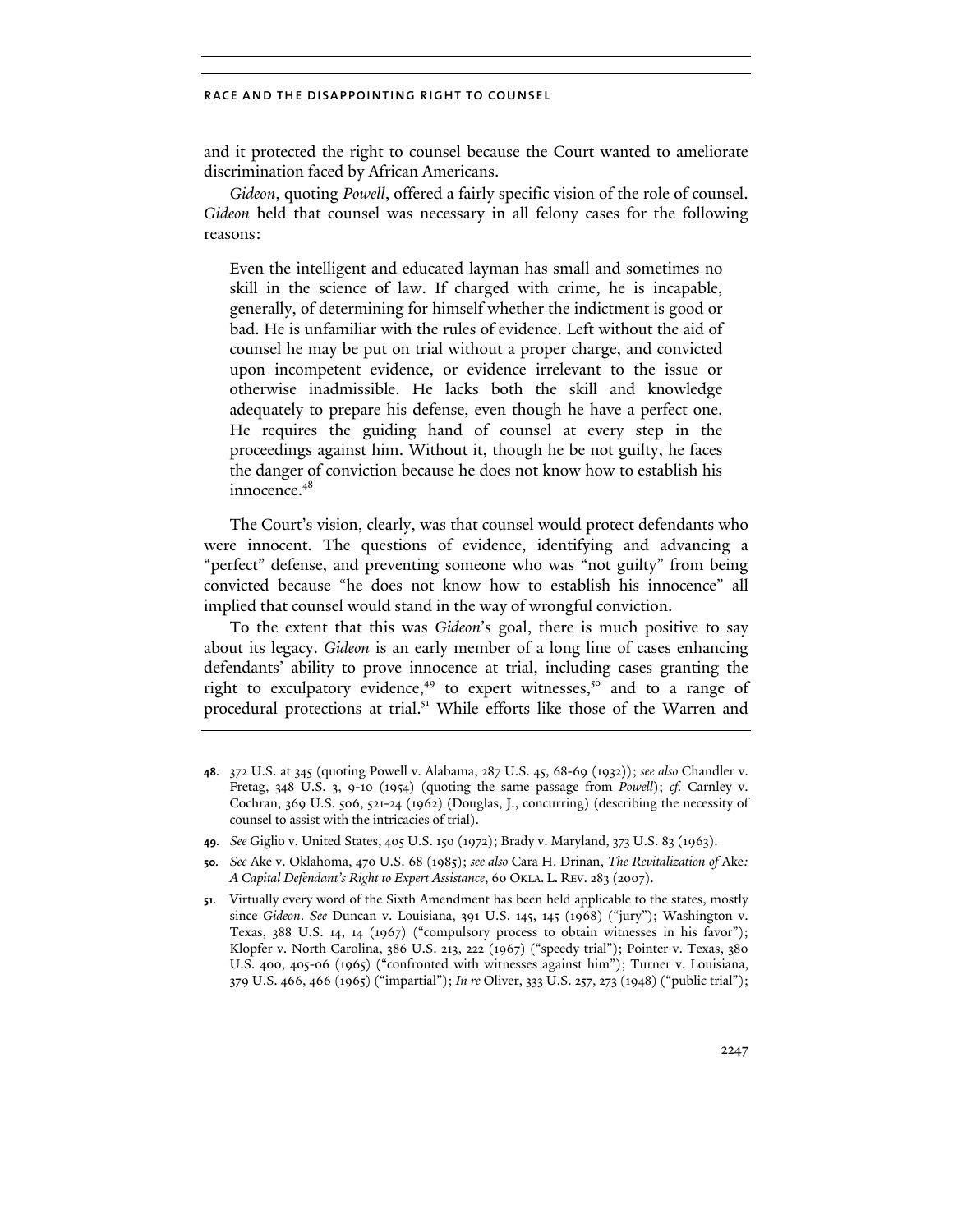and it protected the right to counsel because the Court wanted to ameliorate discrimination faced by African Americans.

*Gideon*, quoting *Powell*, offered a fairly specific vision of the role of counsel. *Gideon* held that counsel was necessary in all felony cases for the following reasons:

> Even the intelligent and educated layman has small and sometimes no skill in the science of law. If charged with crime, he is incapable, generally, of determining for himself whether the indictment is good or bad. He is unfamiliar with the rules of evidence. Left without the aid of counsel he may be put on trial without a proper charge, and convicted upon incompetent evidence, or evidence irrelevant to the issue or otherwise inadmissible. He lacks both the skill and knowledge adequately to prepare his defense, even though he have a perfect one. He requires the guiding hand of counsel at every step in the proceedings against him. Without it, though he be not guilty, he faces the danger of conviction because he does not know how to establish his innocence.[48]

The Court's vision, clearly, was that counsel would protect defendants who were innocent. The questions of evidence, identifying and advancing a "perfect" defense, and preventing someone who was "not guilty" from being convicted because "he does not know how to establish his innocence" all implied that counsel would stand in the way of wrongful conviction.

To the extent that this was *Gideon*'s goal, there is much positive to say about its legacy. *Gideon* is an early member of a long line of cases enhancing defendants' ability to prove innocence at trial, including cases granting the right to exculpatory evidence,[49] to expert witnesses,[50] and to a range of procedural protections at trial.[51] While efforts like those of the Warren and

---

**48.** 372 U.S. at 345 (quoting Powell v. Alabama, 287 U.S. 45, 68-69 (1932)); *see also* Chandler v. Fretag, 348 U.S. 3, 9-10 (1954) (quoting the same passage from *Powell*); *cf.* Carnley v. Cochran, 369 U.S. 506, 521-24 (1962) (Douglas, J., concurring) (describing the necessity of counsel to assist with the intricacies of trial).

**49.** *See* Giglio v. United States, 405 U.S. 150 (1972); Brady v. Maryland, 373 U.S. 83 (1963).

**50.** *See* Ake v. Oklahoma, 470 U.S. 68 (1985); *see also* Cara H. Drinan, *The Revitalization of* Ake*: A Capital Defendant's Right to Expert Assistance*, 60 OKLA. L. REV. 283 (2007).

**51.** Virtually every word of the Sixth Amendment has been held applicable to the states, mostly since *Gideon*. *See* Duncan v. Louisiana, 391 U.S. 145, 145 (1968) ("jury"); Washington v. Texas, 388 U.S. 14, 14 (1967) ("compulsory process to obtain witnesses in his favor"); Klopfer v. North Carolina, 386 U.S. 213, 222 (1967) ("speedy trial"); Pointer v. Texas, 380 U.S. 400, 405-06 (1965) ("confronted with witnesses against him"); Turner v. Louisiana, 379 U.S. 466, 466 (1965) ("impartial"); *In re* Oliver, 333 U.S. 257, 273 (1948) ("public trial");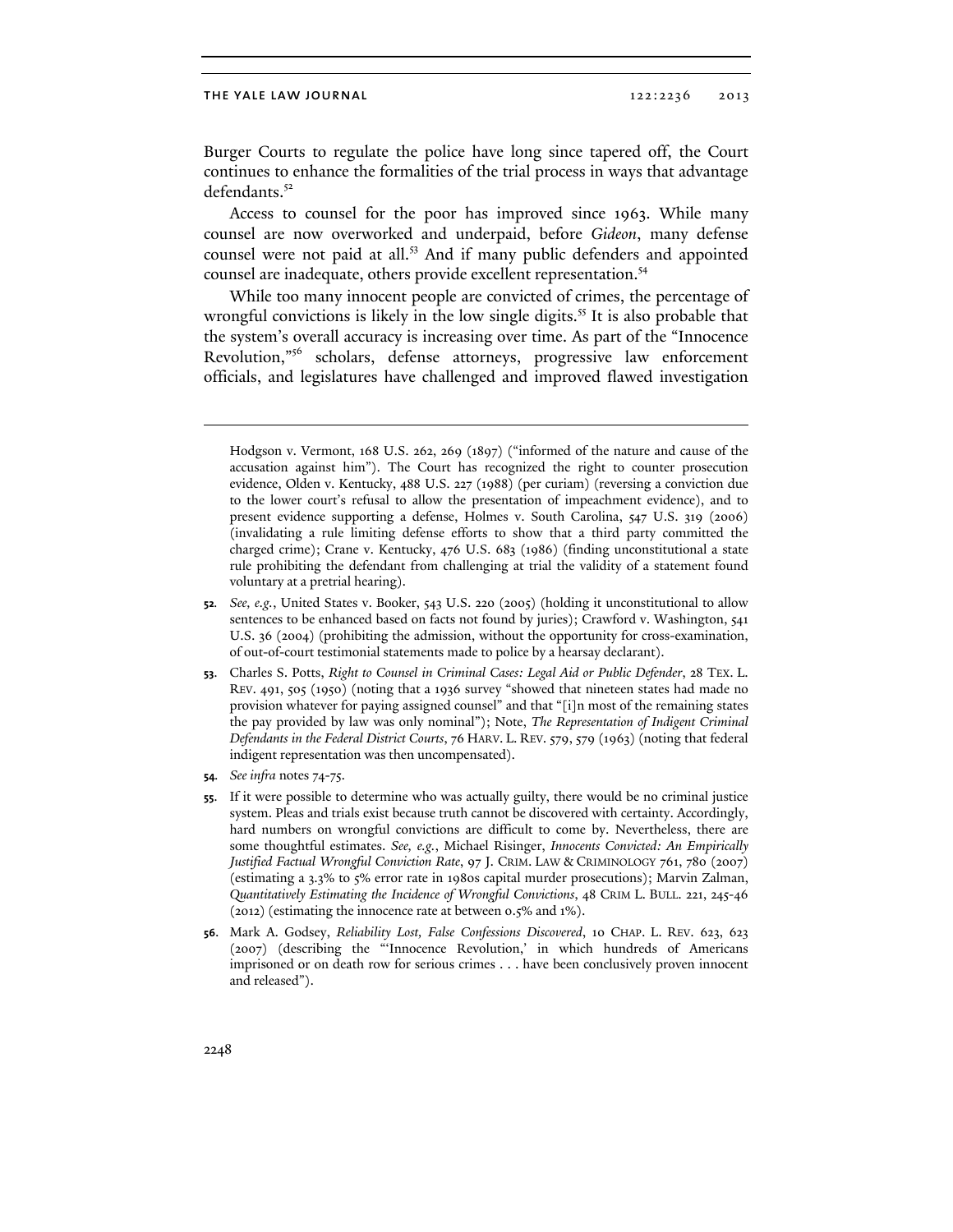Burger Courts to regulate the police have long since tapered off, the Court continues to enhance the formalities of the trial process in ways that advantage defendants.[52]

Access to counsel for the poor has improved since 1963. While many counsel are now overworked and underpaid, before *Gideon*, many defense counsel were not paid at all.[53] And if many public defenders and appointed counsel are inadequate, others provide excellent representation.[54]

While too many innocent people are convicted of crimes, the percentage of wrongful convictions is likely in the low single digits.[55] It is also probable that the system's overall accuracy is increasing over time. As part of the "Innocence Revolution,"[56] scholars, defense attorneys, progressive law enforcement officials, and legislatures have challenged and improved flawed investigation

---

Hodgson v. Vermont, 168 U.S. 262, 269 (1897) ("informed of the nature and cause of the accusation against him"). The Court has recognized the right to counter prosecution evidence, Olden v. Kentucky, 488 U.S. 227 (1988) (per curiam) (reversing a conviction due to the lower court's refusal to allow the presentation of impeachment evidence), and to present evidence supporting a defense, Holmes v. South Carolina, 547 U.S. 319 (2006) (invalidating a rule limiting defense efforts to show that a third party committed the charged crime); Crane v. Kentucky, 476 U.S. 683 (1986) (finding unconstitutional a state rule prohibiting the defendant from challenging at trial the validity of a statement found voluntary at a pretrial hearing).

**52.** *See, e.g.*, United States v. Booker, 543 U.S. 220 (2005) (holding it unconstitutional to allow sentences to be enhanced based on facts not found by juries); Crawford v. Washington, 541 U.S. 36 (2004) (prohibiting the admission, without the opportunity for cross-examination, of out-of-court testimonial statements made to police by a hearsay declarant).

**53.** Charles S. Potts, *Right to Counsel in Criminal Cases: Legal Aid or Public Defender*, 28 TEX. L. REV. 491, 505 (1950) (noting that a 1936 survey "showed that nineteen states had made no provision whatever for paying assigned counsel" and that "[i]n most of the remaining states the pay provided by law was only nominal"); Note, *The Representation of Indigent Criminal Defendants in the Federal District Courts*, 76 HARV. L. REV. 579, 579 (1963) (noting that federal indigent representation was then uncompensated).

**54.** *See infra* notes 74-75.

**55.** If it were possible to determine who was actually guilty, there would be no criminal justice system. Pleas and trials exist because truth cannot be discovered with certainty. Accordingly, hard numbers on wrongful convictions are difficult to come by. Nevertheless, there are some thoughtful estimates. *See, e.g.*, Michael Risinger, *Innocents Convicted: An Empirically Justified Factual Wrongful Conviction Rate*, 97 J. CRIM. LAW & CRIMINOLOGY 761, 780 (2007) (estimating a 3.3% to 5% error rate in 1980s capital murder prosecutions); Marvin Zalman, *Quantitatively Estimating the Incidence of Wrongful Convictions*, 48 CRIM L. BULL. 221, 245-46 (2012) (estimating the innocence rate at between 0.5% and 1%).

**56.** Mark A. Godsey, *Reliability Lost, False Confessions Discovered*, 10 CHAP. L. REV. 623, 623 (2007) (describing the "'Innocence Revolution,' in which hundreds of Americans imprisoned or on death row for serious crimes . . . have been conclusively proven innocent and released").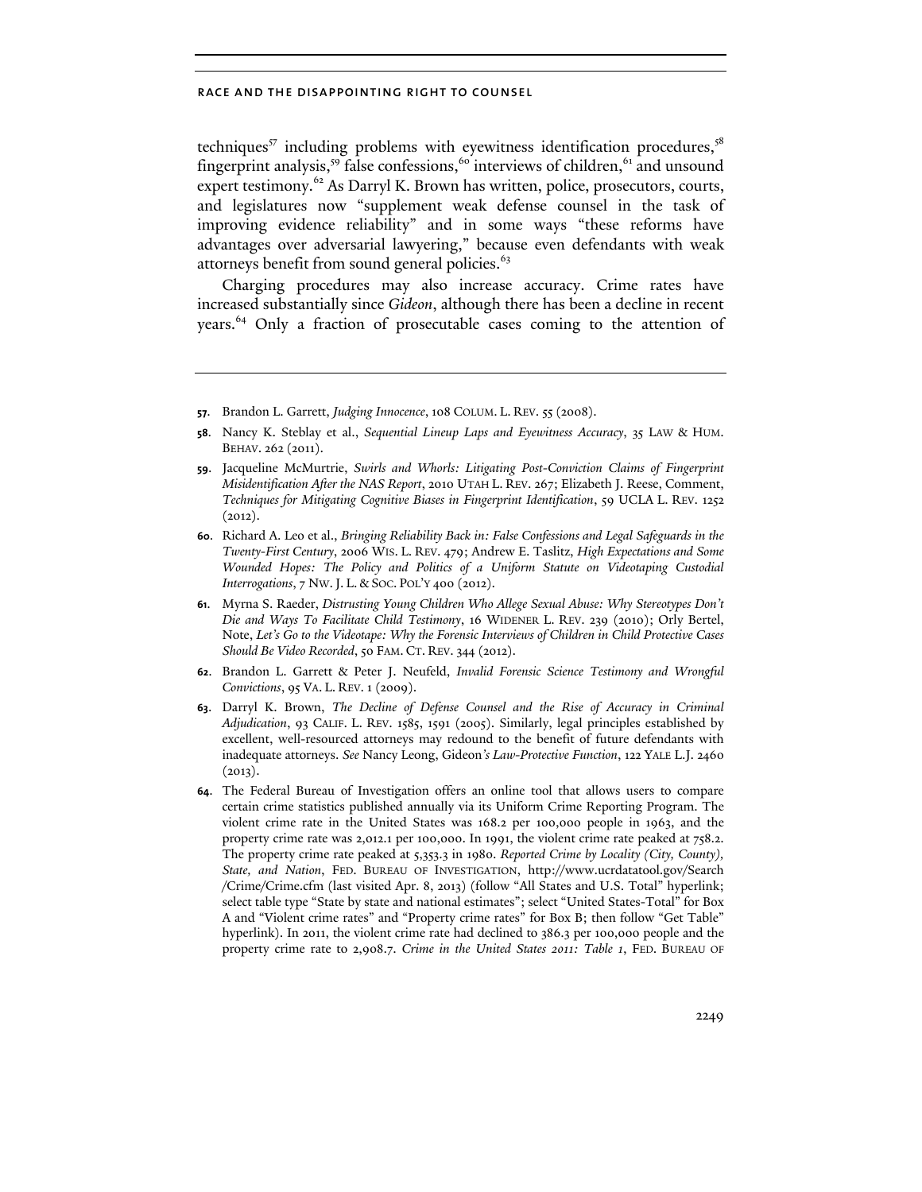techniques[57] including problems with eyewitness identification procedures,[58] fingerprint analysis,[59] false confessions,[60] interviews of children,[61] and unsound expert testimony.[62] As Darryl K. Brown has written, police, prosecutors, courts, and legislatures now "supplement weak defense counsel in the task of improving evidence reliability" and in some ways "these reforms have advantages over adversarial lawyering," because even defendants with weak attorneys benefit from sound general policies.[63]

Charging procedures may also increase accuracy. Crime rates have increased substantially since *Gideon*, although there has been a decline in recent years.[64] Only a fraction of prosecutable cases coming to the attention of

---

57. Brandon L. Garrett, *Judging Innocence*, 108 COLUM. L. REV. 55 (2008).

58. Nancy K. Steblay et al., *Sequential Lineup Laps and Eyewitness Accuracy*, 35 LAW & HUM. BEHAV. 262 (2011).

59. Jacqueline McMurtrie, *Swirls and Whorls: Litigating Post-Conviction Claims of Fingerprint Misidentification After the NAS Report*, 2010 UTAH L. REV. 267; Elizabeth J. Reese, Comment, *Techniques for Mitigating Cognitive Biases in Fingerprint Identification*, 59 UCLA L. REV. 1252 (2012).

60. Richard A. Leo et al., *Bringing Reliability Back in: False Confessions and Legal Safeguards in the Twenty-First Century*, 2006 WIS. L. REV. 479; Andrew E. Taslitz, *High Expectations and Some Wounded Hopes: The Policy and Politics of a Uniform Statute on Videotaping Custodial Interrogations*, 7 NW. J. L. & SOC. POL'Y 400 (2012).

61. Myrna S. Raeder, *Distrusting Young Children Who Allege Sexual Abuse: Why Stereotypes Don't Die and Ways To Facilitate Child Testimony*, 16 WIDENER L. REV. 239 (2010); Orly Bertel, Note, *Let's Go to the Videotape: Why the Forensic Interviews of Children in Child Protective Cases Should Be Video Recorded*, 50 FAM. CT. REV. 344 (2012).

62. Brandon L. Garrett & Peter J. Neufeld, *Invalid Forensic Science Testimony and Wrongful Convictions*, 95 VA. L. REV. 1 (2009).

63. Darryl K. Brown, *The Decline of Defense Counsel and the Rise of Accuracy in Criminal Adjudication*, 93 CALIF. L. REV. 1585, 1591 (2005). Similarly, legal principles established by excellent, well-resourced attorneys may redound to the benefit of future defendants with inadequate attorneys. *See* Nancy Leong, Gideon*'s Law-Protective Function*, 122 YALE L.J. 2460 (2013).

64. The Federal Bureau of Investigation offers an online tool that allows users to compare certain crime statistics published annually via its Uniform Crime Reporting Program. The violent crime rate in the United States was 168.2 per 100,000 people in 1963, and the property crime rate was 2,012.1 per 100,000. In 1991, the violent crime rate peaked at 758.2. The property crime rate peaked at 5,353.3 in 1980. *Reported Crime by Locality (City, County), State, and Nation*, FED. BUREAU OF INVESTIGATION, http://www.ucrdatatool.gov/Search/Crime/Crime.cfm (last visited Apr. 8, 2013) (follow "All States and U.S. Total" hyperlink; select table type "State by state and national estimates"; select "United States-Total" for Box A and "Violent crime rates" and "Property crime rates" for Box B; then follow "Get Table" hyperlink). In 2011, the violent crime rate had declined to 386.3 per 100,000 people and the property crime rate to 2,908.7. *Crime in the United States 2011: Table 1*, FED. BUREAU OF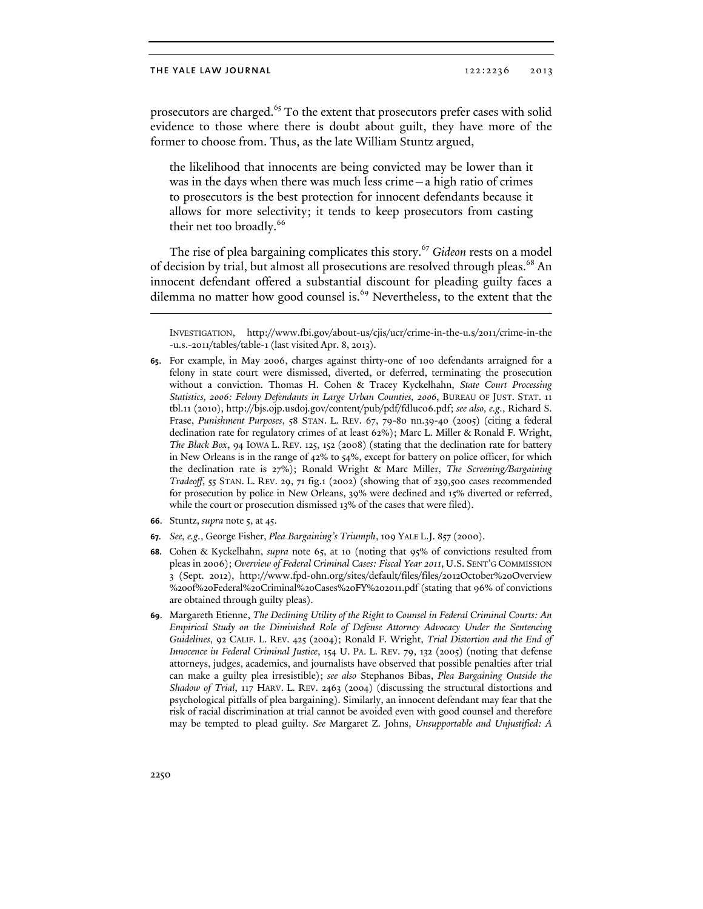prosecutors are charged.[65] To the extent that prosecutors prefer cases with solid evidence to those where there is doubt about guilt, they have more of the former to choose from. Thus, as the late William Stuntz argued,

> the likelihood that innocents are being convicted may be lower than it was in the days when there was much less crime—a high ratio of crimes to prosecutors is the best protection for innocent defendants because it allows for more selectivity; it tends to keep prosecutors from casting their net too broadly.[66]

The rise of plea bargaining complicates this story.[67] *Gideon* rests on a model of decision by trial, but almost all prosecutions are resolved through pleas.[68] An innocent defendant offered a substantial discount for pleading guilty faces a dilemma no matter how good counsel is.[69] Nevertheless, to the extent that the

---

INVESTIGATION, http://www.fbi.gov/about-us/cjis/ucr/crime-in-the-u.s/2011/crime-in-the-u.s.-2011/tables/table-1 (last visited Apr. 8, 2013).

**65.** For example, in May 2006, charges against thirty-one of 100 defendants arraigned for a felony in state court were dismissed, diverted, or deferred, terminating the prosecution without a conviction. Thomas H. Cohen & Tracey Kyckelhahn, *State Court Processing Statistics, 2006: Felony Defendants in Large Urban Counties, 2006*, BUREAU OF JUST. STAT. 11 tbl.11 (2010), http://bjs.ojp.usdoj.gov/content/pub/pdf/fdluc06.pdf; *see also, e.g.*, Richard S. Frase, *Punishment Purposes*, 58 STAN. L. REV. 67, 79-80 nn.39-40 (2005) (citing a federal declination rate for regulatory crimes of at least 62%); Marc L. Miller & Ronald F. Wright, *The Black Box*, 94 IOWA L. REV. 125, 152 (2008) (stating that the declination rate for battery in New Orleans is in the range of 42% to 54%, except for battery on police officer, for which the declination rate is 27%); Ronald Wright & Marc Miller, *The Screening/Bargaining Tradeoff*, 55 STAN. L. REV. 29, 71 fig.1 (2002) (showing that of 239,500 cases recommended for prosecution by police in New Orleans, 39% were declined and 15% diverted or referred, while the court or prosecution dismissed 13% of the cases that were filed).

**66.** Stuntz, *supra* note 5, at 45.

**67.** *See, e.g.*, George Fisher, *Plea Bargaining's Triumph*, 109 YALE L.J. 857 (2000).

**68.** Cohen & Kyckelhahn, *supra* note 65, at 10 (noting that 95% of convictions resulted from pleas in 2006); *Overview of Federal Criminal Cases: Fiscal Year 2011*, U.S. SENT'G COMMISSION 3 (Sept. 2012), http://www.fpd-ohn.org/sites/default/files/files/2012October%20Overview%20of%20Federal%20Criminal%20Cases%20FY%202011.pdf (stating that 96% of convictions are obtained through guilty pleas).

**69.** Margareth Etienne, *The Declining Utility of the Right to Counsel in Federal Criminal Courts: An Empirical Study on the Diminished Role of Defense Attorney Advocacy Under the Sentencing Guidelines*, 92 CALIF. L. REV. 425 (2004); Ronald F. Wright, *Trial Distortion and the End of Innocence in Federal Criminal Justice*, 154 U. PA. L. REV. 79, 132 (2005) (noting that defense attorneys, judges, academics, and journalists have observed that possible penalties after trial can make a guilty plea irresistible); *see also* Stephanos Bibas, *Plea Bargaining Outside the Shadow of Trial*, 117 HARV. L. REV. 2463 (2004) (discussing the structural distortions and psychological pitfalls of plea bargaining). Similarly, an innocent defendant may fear that the risk of racial discrimination at trial cannot be avoided even with good counsel and therefore may be tempted to plead guilty. *See* Margaret Z. Johns, *Unsupportable and Unjustified: A*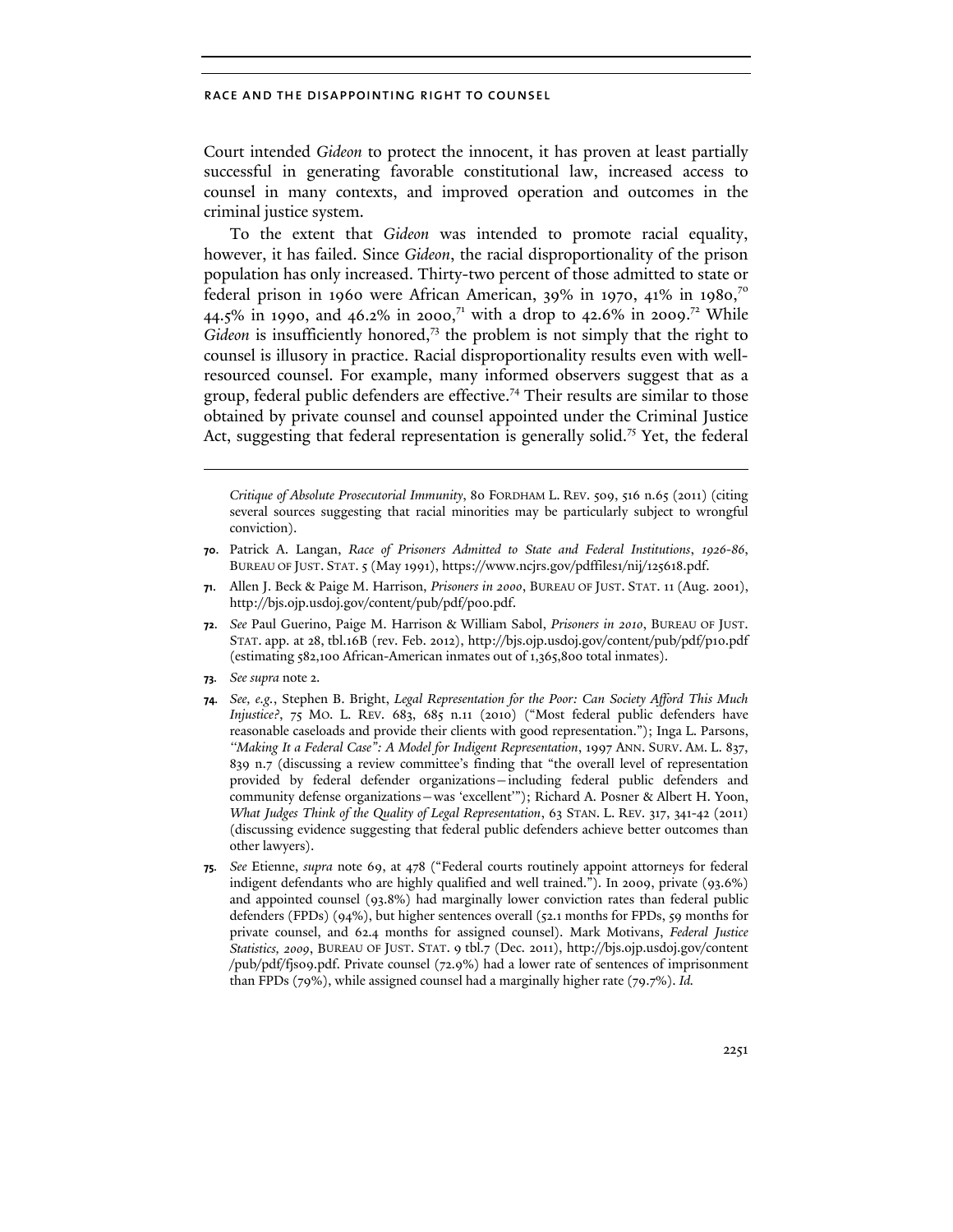Court intended *Gideon* to protect the innocent, it has proven at least partially successful in generating favorable constitutional law, increased access to counsel in many contexts, and improved operation and outcomes in the criminal justice system.

To the extent that *Gideon* was intended to promote racial equality, however, it has failed. Since *Gideon*, the racial disproportionality of the prison population has only increased. Thirty-two percent of those admitted to state or federal prison in 1960 were African American, 39% in 1970, 41% in 1980,[70] 44.5% in 1990, and 46.2% in 2000,[71] with a drop to 42.6% in 2009.[72] While *Gideon* is insufficiently honored,[73] the problem is not simply that the right to counsel is illusory in practice. Racial disproportionality results even with well-resourced counsel. For example, many informed observers suggest that as a group, federal public defenders are effective.[74] Their results are similar to those obtained by private counsel and counsel appointed under the Criminal Justice Act, suggesting that federal representation is generally solid.[75] Yet, the federal

---

*Critique of Absolute Prosecutorial Immunity*, 80 FORDHAM L. REV. 509, 516 n.65 (2011) (citing several sources suggesting that racial minorities may be particularly subject to wrongful conviction).

**70.** Patrick A. Langan, *Race of Prisoners Admitted to State and Federal Institutions, 1926-86*, BUREAU OF JUST. STAT. 5 (May 1991), https://www.ncjrs.gov/pdffiles1/nij/125618.pdf.

**71.** Allen J. Beck & Paige M. Harrison, *Prisoners in 2000*, BUREAU OF JUST. STAT. 11 (Aug. 2001), http://bjs.ojp.usdoj.gov/content/pub/pdf/p00.pdf.

**72.** *See* Paul Guerino, Paige M. Harrison & William Sabol, *Prisoners in 2010*, BUREAU OF JUST. STAT. app. at 28, tbl.16B (rev. Feb. 2012), http://bjs.ojp.usdoj.gov/content/pub/pdf/p10.pdf (estimating 582,100 African-American inmates out of 1,365,800 total inmates).

**73.** *See supra* note 2.

**74.** *See, e.g.*, Stephen B. Bright, *Legal Representation for the Poor: Can Society Afford This Much Injustice?*, 75 MO. L. REV. 683, 685 n.11 (2010) ("Most federal public defenders have reasonable caseloads and provide their clients with good representation."); Inga L. Parsons, *"Making It a Federal Case": A Model for Indigent Representation*, 1997 ANN. SURV. AM. L. 837, 839 n.7 (discussing a review committee's finding that "the overall level of representation provided by federal defender organizations—including federal public defenders and community defense organizations—was 'excellent'"); Richard A. Posner & Albert H. Yoon, *What Judges Think of the Quality of Legal Representation*, 63 STAN. L. REV. 317, 341-42 (2011) (discussing evidence suggesting that federal public defenders achieve better outcomes than other lawyers).

**75.** *See* Etienne, *supra* note 69, at 478 ("Federal courts routinely appoint attorneys for federal indigent defendants who are highly qualified and well trained."). In 2009, private (93.6%) and appointed counsel (93.8%) had marginally lower conviction rates than federal public defenders (FPDs) (94%), but higher sentences overall (52.1 months for FPDs, 59 months for private counsel, and 62.4 months for assigned counsel). Mark Motivans, *Federal Justice Statistics, 2009*, BUREAU OF JUST. STAT. 9 tbl.7 (Dec. 2011), http://bjs.ojp.usdoj.gov/content/pub/pdf/fjs09.pdf. Private counsel (72.9%) had a lower rate of sentences of imprisonment than FPDs (79%), while assigned counsel had a marginally higher rate (79.7%). *Id.*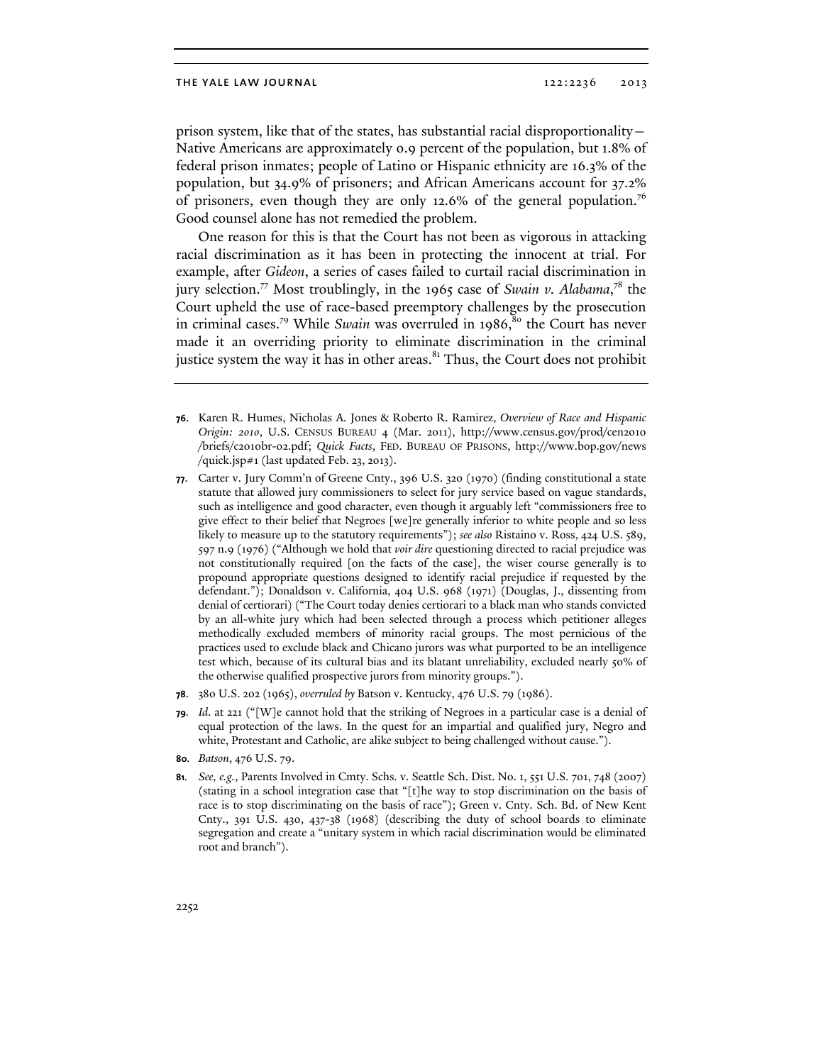prison system, like that of the states, has substantial racial disproportionality—Native Americans are approximately 0.9 percent of the population, but 1.8% of federal prison inmates; people of Latino or Hispanic ethnicity are 16.3% of the population, but 34.9% of prisoners; and African Americans account for 37.2% of prisoners, even though they are only 12.6% of the general population.[76] Good counsel alone has not remedied the problem.

One reason for this is that the Court has not been as vigorous in attacking racial discrimination as it has been in protecting the innocent at trial. For example, after *Gideon*, a series of cases failed to curtail racial discrimination in jury selection.[77] Most troublingly, in the 1965 case of *Swain v. Alabama*,[78] the Court upheld the use of race-based preemptory challenges by the prosecution in criminal cases.[79] While *Swain* was overruled in 1986,[80] the Court has never made it an overriding priority to eliminate discrimination in the criminal justice system the way it has in other areas.[81] Thus, the Court does not prohibit

---

**76.** Karen R. Humes, Nicholas A. Jones & Roberto R. Ramirez, *Overview of Race and Hispanic Origin: 2010*, U.S. CENSUS BUREAU 4 (Mar. 2011), http://www.census.gov/prod/cen2010/briefs/c2010br-02.pdf; *Quick Facts*, FED. BUREAU OF PRISONS, http://www.bop.gov/news/quick.jsp#1 (last updated Feb. 23, 2013).

**77.** Carter v. Jury Comm'n of Greene Cnty., 396 U.S. 320 (1970) (finding constitutional a state statute that allowed jury commissioners to select for jury service based on vague standards, such as intelligence and good character, even though it arguably left "commissioners free to give effect to their belief that Negroes [we]re generally inferior to white people and so less likely to measure up to the statutory requirements"); *see also* Ristaino v. Ross, 424 U.S. 589, 597 n.9 (1976) ("Although we hold that *voir dire* questioning directed to racial prejudice was not constitutionally required [on the facts of the case], the wiser course generally is to propound appropriate questions designed to identify racial prejudice if requested by the defendant."); Donaldson v. California, 404 U.S. 968 (1971) (Douglas, J., dissenting from denial of certiorari) ("The Court today denies certiorari to a black man who stands convicted by an all-white jury which had been selected through a process which petitioner alleges methodically excluded members of minority racial groups. The most pernicious of the practices used to exclude black and Chicano jurors was what purported to be an intelligence test which, because of its cultural bias and its blatant unreliability, excluded nearly 50% of the otherwise qualified prospective jurors from minority groups.").

**78.** 380 U.S. 202 (1965), *overruled by* Batson v. Kentucky, 476 U.S. 79 (1986).

**79.** *Id*. at 221 ("[W]e cannot hold that the striking of Negroes in a particular case is a denial of equal protection of the laws. In the quest for an impartial and qualified jury, Negro and white, Protestant and Catholic, are alike subject to being challenged without cause.").

**80.** *Batson*, 476 U.S. 79.

**81.** *See, e.g.*, Parents Involved in Cmty. Schs. v. Seattle Sch. Dist. No. 1, 551 U.S. 701, 748 (2007) (stating in a school integration case that "[t]he way to stop discrimination on the basis of race is to stop discriminating on the basis of race"); Green v. Cnty. Sch. Bd. of New Kent Cnty., 391 U.S. 430, 437-38 (1968) (describing the duty of school boards to eliminate segregation and create a "unitary system in which racial discrimination would be eliminated root and branch").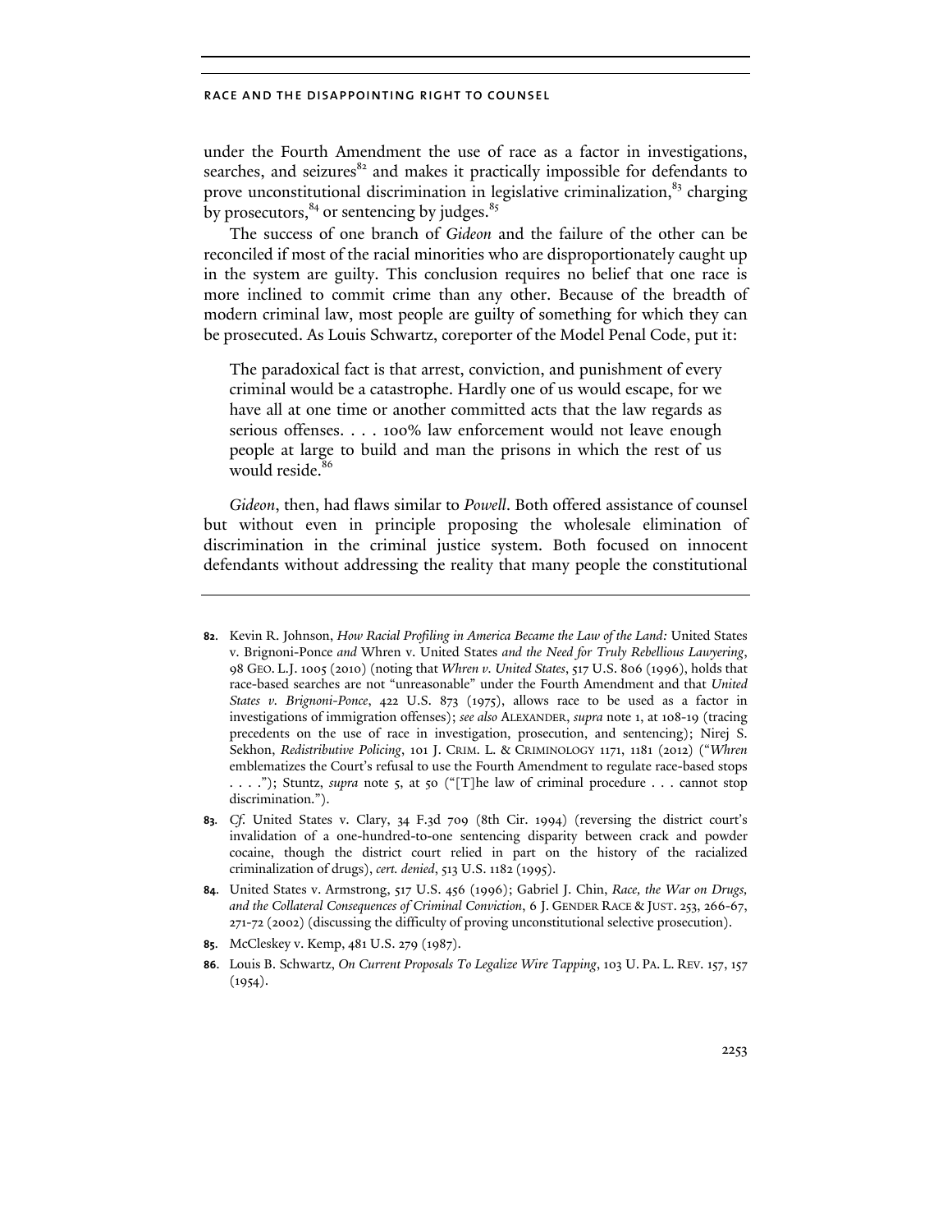under the Fourth Amendment the use of race as a factor in investigations, searches, and seizures[82] and makes it practically impossible for defendants to prove unconstitutional discrimination in legislative criminalization,[83] charging by prosecutors,[84] or sentencing by judges.[85]

The success of one branch of *Gideon* and the failure of the other can be reconciled if most of the racial minorities who are disproportionately caught up in the system are guilty. This conclusion requires no belief that one race is more inclined to commit crime than any other. Because of the breadth of modern criminal law, most people are guilty of something for which they can be prosecuted. As Louis Schwartz, coreporter of the Model Penal Code, put it:

> The paradoxical fact is that arrest, conviction, and punishment of every criminal would be a catastrophe. Hardly one of us would escape, for we have all at one time or another committed acts that the law regards as serious offenses. . . . 100% law enforcement would not leave enough people at large to build and man the prisons in which the rest of us would reside.[86]

*Gideon*, then, had flaws similar to *Powell*. Both offered assistance of counsel but without even in principle proposing the wholesale elimination of discrimination in the criminal justice system. Both focused on innocent defendants without addressing the reality that many people the constitutional

---

82. Kevin R. Johnson, *How Racial Profiling in America Became the Law of the Land:* United States v. Brignoni-Ponce *and* Whren v. United States *and the Need for Truly Rebellious Lawyering*, 98 GEO. L.J. 1005 (2010) (noting that *Whren v. United States*, 517 U.S. 806 (1996), holds that race-based searches are not "unreasonable" under the Fourth Amendment and that *United States v. Brignoni-Ponce*, 422 U.S. 873 (1975), allows race to be used as a factor in investigations of immigration offenses); *see also* ALEXANDER, *supra* note 1, at 108-19 (tracing precedents on the use of race in investigation, prosecution, and sentencing); Nirej S. Sekhon, *Redistributive Policing*, 101 J. CRIM. L. & CRIMINOLOGY 1171, 1181 (2012) ("*Whren* emblematizes the Court's refusal to use the Fourth Amendment to regulate race-based stops . . . ."); Stuntz, *supra* note 5, at 50 ("[T]he law of criminal procedure . . . cannot stop discrimination.").

83. *Cf.* United States v. Clary, 34 F.3d 709 (8th Cir. 1994) (reversing the district court's invalidation of a one-hundred-to-one sentencing disparity between crack and powder cocaine, though the district court relied in part on the history of the racialized criminalization of drugs), *cert. denied*, 513 U.S. 1182 (1995).

84. United States v. Armstrong, 517 U.S. 456 (1996); Gabriel J. Chin, *Race, the War on Drugs, and the Collateral Consequences of Criminal Conviction*, 6 J. GENDER RACE & JUST. 253, 266-67, 271-72 (2002) (discussing the difficulty of proving unconstitutional selective prosecution).

85. McCleskey v. Kemp, 481 U.S. 279 (1987).

86. Louis B. Schwartz, *On Current Proposals To Legalize Wire Tapping*, 103 U. PA. L. REV. 157, 157 (1954).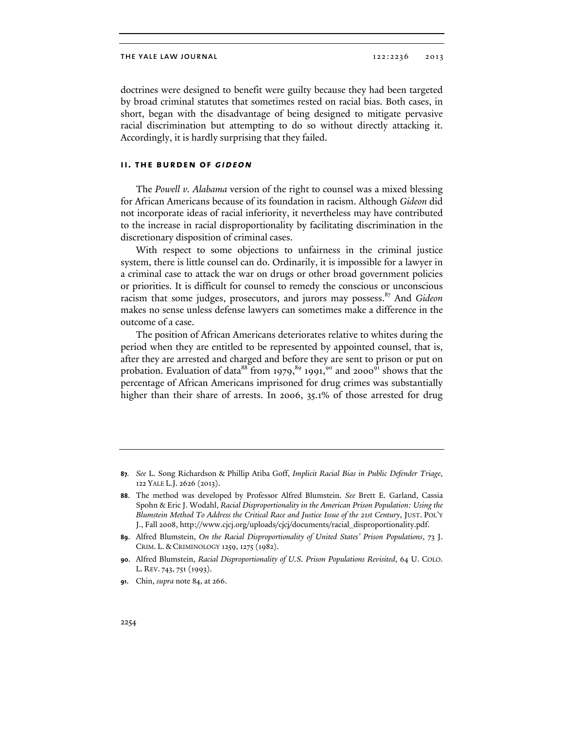doctrines were designed to benefit were guilty because they had been targeted by broad criminal statutes that sometimes rested on racial bias. Both cases, in short, began with the disadvantage of being designed to mitigate pervasive racial discrimination but attempting to do so without directly attacking it. Accordingly, it is hardly surprising that they failed.

## II. THE BURDEN OF *GIDEON*

The *Powell v. Alabama* version of the right to counsel was a mixed blessing for African Americans because of its foundation in racism. Although *Gideon* did not incorporate ideas of racial inferiority, it nevertheless may have contributed to the increase in racial disproportionality by facilitating discrimination in the discretionary disposition of criminal cases.

With respect to some objections to unfairness in the criminal justice system, there is little counsel can do. Ordinarily, it is impossible for a lawyer in a criminal case to attack the war on drugs or other broad government policies or priorities. It is difficult for counsel to remedy the conscious or unconscious racism that some judges, prosecutors, and jurors may possess.[87] And *Gideon* makes no sense unless defense lawyers can sometimes make a difference in the outcome of a case.

The position of African Americans deteriorates relative to whites during the period when they are entitled to be represented by appointed counsel, that is, after they are arrested and charged and before they are sent to prison or put on probation. Evaluation of data[88] from 1979,[89] 1991,[90] and 2000[91] shows that the percentage of African Americans imprisoned for drug crimes was substantially higher than their share of arrests. In 2006, 35.1% of those arrested for drug

---

87. *See* L. Song Richardson & Phillip Atiba Goff, *Implicit Racial Bias in Public Defender Triage*, 122 YALE L.J. 2626 (2013).

88. The method was developed by Professor Alfred Blumstein. *See* Brett E. Garland, Cassia Spohn & Eric J. Wodahl, *Racial Disproportionality in the American Prison Population: Using the Blumstein Method To Address the Critical Race and Justice Issue of the 21st Century*, JUST. POL'Y J., Fall 2008, http://www.cjcj.org/uploads/cjcj/documents/racial_disproportionality.pdf.

89. Alfred Blumstein, *On the Racial Disproportionality of United States' Prison Populations*, 73 J. CRIM. L. & CRIMINOLOGY 1259, 1275 (1982).

90. Alfred Blumstein, *Racial Disproportionality of U.S. Prison Populations Revisited*, 64 U. COLO. L. REV. 743, 751 (1993).

91. Chin, *supra* note 84, at 266.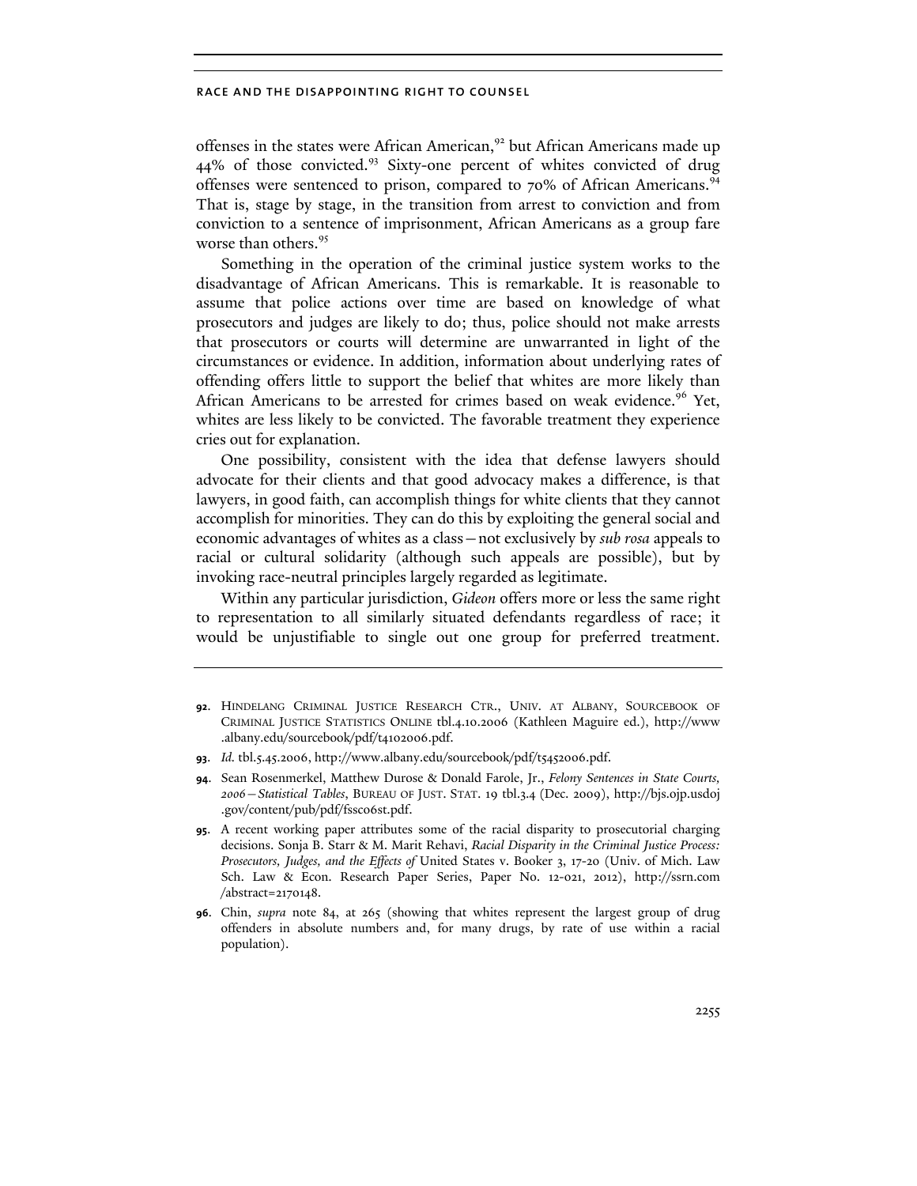offenses in the states were African American,[92] but African Americans made up 44% of those convicted.[93] Sixty-one percent of whites convicted of drug offenses were sentenced to prison, compared to 70% of African Americans.[94] That is, stage by stage, in the transition from arrest to conviction and from conviction to a sentence of imprisonment, African Americans as a group fare worse than others.[95]

Something in the operation of the criminal justice system works to the disadvantage of African Americans. This is remarkable. It is reasonable to assume that police actions over time are based on knowledge of what prosecutors and judges are likely to do; thus, police should not make arrests that prosecutors or courts will determine are unwarranted in light of the circumstances or evidence. In addition, information about underlying rates of offending offers little to support the belief that whites are more likely than African Americans to be arrested for crimes based on weak evidence.[96] Yet, whites are less likely to be convicted. The favorable treatment they experience cries out for explanation.

One possibility, consistent with the idea that defense lawyers should advocate for their clients and that good advocacy makes a difference, is that lawyers, in good faith, can accomplish things for white clients that they cannot accomplish for minorities. They can do this by exploiting the general social and economic advantages of whites as a class—not exclusively by *sub rosa* appeals to racial or cultural solidarity (although such appeals are possible), but by invoking race-neutral principles largely regarded as legitimate.

Within any particular jurisdiction, *Gideon* offers more or less the same right to representation to all similarly situated defendants regardless of race; it would be unjustifiable to single out one group for preferred treatment.

---

**92.** Hindelang Criminal Justice Research Ctr., Univ. at Albany, Sourcebook of Criminal Justice Statistics Online tbl.4.10.2006 (Kathleen Maguire ed.), http://www.albany.edu/sourcebook/pdf/t4102006.pdf.

**93.** *Id.* tbl.5.45.2006, http://www.albany.edu/sourcebook/pdf/t5452006.pdf.

**94.** Sean Rosenmerkel, Matthew Durose & Donald Farole, Jr., *Felony Sentences in State Courts, 2006—Statistical Tables*, Bureau of Just. Stat. 19 tbl.3.4 (Dec. 2009), http://bjs.ojp.usdoj.gov/content/pub/pdf/fssc06st.pdf.

**95.** A recent working paper attributes some of the racial disparity to prosecutorial charging decisions. Sonja B. Starr & M. Marit Rehavi, *Racial Disparity in the Criminal Justice Process: Prosecutors, Judges, and the Effects of* United States v. Booker 3, 17-20 (Univ. of Mich. Law Sch. Law & Econ. Research Paper Series, Paper No. 12-021, 2012), http://ssrn.com/abstract=2170148.

**96.** Chin, *supra* note 84, at 265 (showing that whites represent the largest group of drug offenders in absolute numbers and, for many drugs, by rate of use within a racial population).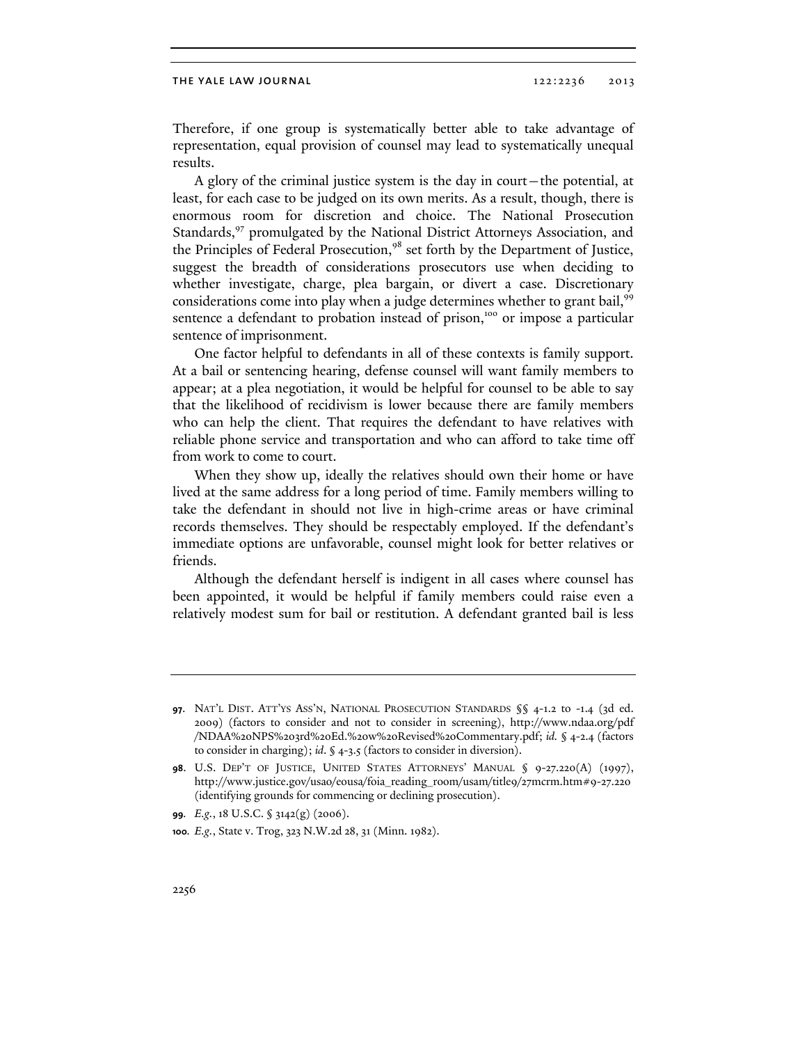Therefore, if one group is systematically better able to take advantage of representation, equal provision of counsel may lead to systematically unequal results.

A glory of the criminal justice system is the day in court—the potential, at least, for each case to be judged on its own merits. As a result, though, there is enormous room for discretion and choice. The National Prosecution Standards,[97] promulgated by the National District Attorneys Association, and the Principles of Federal Prosecution,[98] set forth by the Department of Justice, suggest the breadth of considerations prosecutors use when deciding to whether investigate, charge, plea bargain, or divert a case. Discretionary considerations come into play when a judge determines whether to grant bail,[99] sentence a defendant to probation instead of prison,[100] or impose a particular sentence of imprisonment.

One factor helpful to defendants in all of these contexts is family support. At a bail or sentencing hearing, defense counsel will want family members to appear; at a plea negotiation, it would be helpful for counsel to be able to say that the likelihood of recidivism is lower because there are family members who can help the client. That requires the defendant to have relatives with reliable phone service and transportation and who can afford to take time off from work to come to court.

When they show up, ideally the relatives should own their home or have lived at the same address for a long period of time. Family members willing to take the defendant in should not live in high-crime areas or have criminal records themselves. They should be respectably employed. If the defendant's immediate options are unfavorable, counsel might look for better relatives or friends.

Although the defendant herself is indigent in all cases where counsel has been appointed, it would be helpful if family members could raise even a relatively modest sum for bail or restitution. A defendant granted bail is less

---

97. NAT'L DIST. ATT'YS ASS'N, NATIONAL PROSECUTION STANDARDS §§ 4-1.2 to -1.4 (3d ed. 2009) (factors to consider and not to consider in screening), http://www.ndaa.org/pdf/NDAA%20NPS%203rd%20Ed.%20w%20Revised%20Commentary.pdf; *id.* § 4-2.4 (factors to consider in charging); *id.* § 4-3.5 (factors to consider in diversion).

98. U.S. DEP'T OF JUSTICE, UNITED STATES ATTORNEYS' MANUAL § 9-27.220(A) (1997), http://www.justice.gov/usao/eousa/foia_reading_room/usam/title9/27mcrm.htm#9-27.220 (identifying grounds for commencing or declining prosecution).

99. *E.g.*, 18 U.S.C. § 3142(g) (2006).

100. *E.g.*, State v. Trog, 323 N.W.2d 28, 31 (Minn. 1982).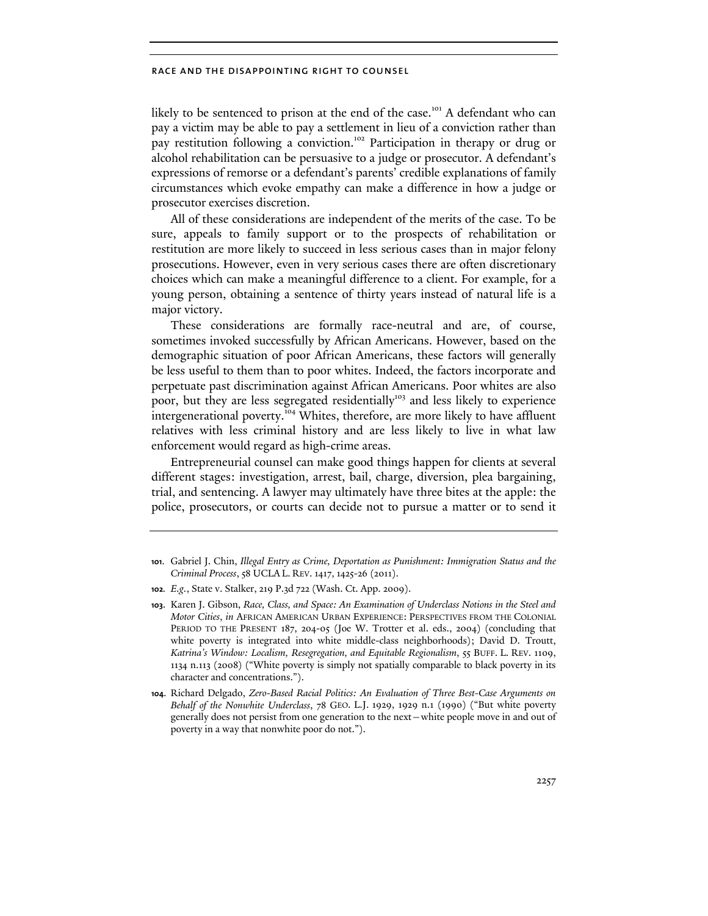likely to be sentenced to prison at the end of the case.[101] A defendant who can pay a victim may be able to pay a settlement in lieu of a conviction rather than pay restitution following a conviction.[102] Participation in therapy or drug or alcohol rehabilitation can be persuasive to a judge or prosecutor. A defendant's expressions of remorse or a defendant's parents' credible explanations of family circumstances which evoke empathy can make a difference in how a judge or prosecutor exercises discretion.

All of these considerations are independent of the merits of the case. To be sure, appeals to family support or to the prospects of rehabilitation or restitution are more likely to succeed in less serious cases than in major felony prosecutions. However, even in very serious cases there are often discretionary choices which can make a meaningful difference to a client. For example, for a young person, obtaining a sentence of thirty years instead of natural life is a major victory.

These considerations are formally race-neutral and are, of course, sometimes invoked successfully by African Americans. However, based on the demographic situation of poor African Americans, these factors will generally be less useful to them than to poor whites. Indeed, the factors incorporate and perpetuate past discrimination against African Americans. Poor whites are also poor, but they are less segregated residentially[103] and less likely to experience intergenerational poverty.[104] Whites, therefore, are more likely to have affluent relatives with less criminal history and are less likely to live in what law enforcement would regard as high-crime areas.

Entrepreneurial counsel can make good things happen for clients at several different stages: investigation, arrest, bail, charge, diversion, plea bargaining, trial, and sentencing. A lawyer may ultimately have three bites at the apple: the police, prosecutors, or courts can decide not to pursue a matter or to send it

---

**101.** Gabriel J. Chin, *Illegal Entry as Crime, Deportation as Punishment: Immigration Status and the Criminal Process*, 58 UCLA L. REV. 1417, 1425-26 (2011).

**102.** *E.g.*, State v. Stalker, 219 P.3d 722 (Wash. Ct. App. 2009).

**103.** Karen J. Gibson, *Race, Class, and Space: An Examination of Underclass Notions in the Steel and Motor Cities*, *in* AFRICAN AMERICAN URBAN EXPERIENCE: PERSPECTIVES FROM THE COLONIAL PERIOD TO THE PRESENT 187, 204-05 (Joe W. Trotter et al. eds., 2004) (concluding that white poverty is integrated into white middle-class neighborhoods); David D. Troutt, *Katrina's Window: Localism, Resegregation, and Equitable Regionalism*, 55 BUFF. L. REV. 1109, 1134 n.113 (2008) ("White poverty is simply not spatially comparable to black poverty in its character and concentrations.").

**104.** Richard Delgado, *Zero-Based Racial Politics: An Evaluation of Three Best-Case Arguments on Behalf of the Nonwhite Underclass*, 78 GEO. L.J. 1929, 1929 n.1 (1990) ("But white poverty generally does not persist from one generation to the next—white people move in and out of poverty in a way that nonwhite poor do not.").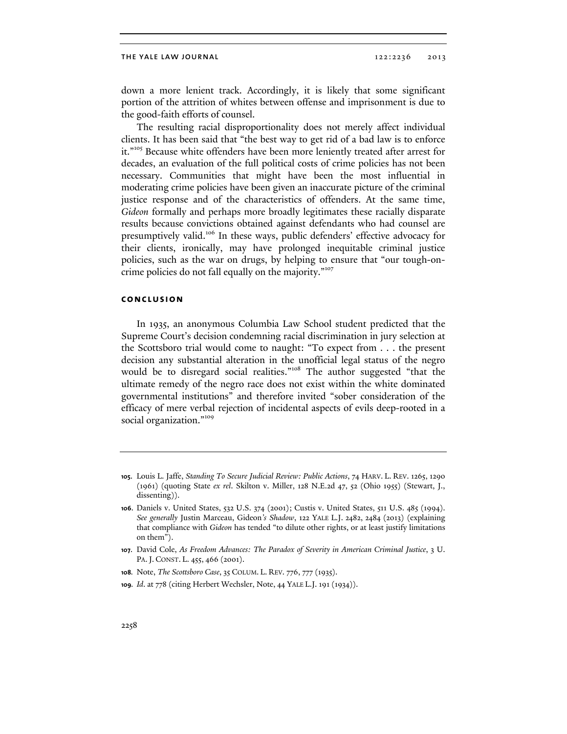down a more lenient track. Accordingly, it is likely that some significant portion of the attrition of whites between offense and imprisonment is due to the good-faith efforts of counsel.

The resulting racial disproportionality does not merely affect individual clients. It has been said that "the best way to get rid of a bad law is to enforce it."[105] Because white offenders have been more leniently treated after arrest for decades, an evaluation of the full political costs of crime policies has not been necessary. Communities that might have been the most influential in moderating crime policies have been given an inaccurate picture of the criminal justice response and of the characteristics of offenders. At the same time, *Gideon* formally and perhaps more broadly legitimates these racially disparate results because convictions obtained against defendants who had counsel are presumptively valid.[106] In these ways, public defenders' effective advocacy for their clients, ironically, may have prolonged inequitable criminal justice policies, such as the war on drugs, by helping to ensure that "our tough-on-crime policies do not fall equally on the majority."[107]

## CONCLUSION

In 1935, an anonymous Columbia Law School student predicted that the Supreme Court's decision condemning racial discrimination in jury selection at the Scottsboro trial would come to naught: "To expect from . . . the present decision any substantial alteration in the unofficial legal status of the negro would be to disregard social realities."[108] The author suggested "that the ultimate remedy of the negro race does not exist within the white dominated governmental institutions" and therefore invited "sober consideration of the efficacy of mere verbal rejection of incidental aspects of evils deep-rooted in a social organization."[109]

---

**105.** Louis L. Jaffe, *Standing To Secure Judicial Review: Public Actions*, 74 HARV. L. REV. 1265, 1290 (1961) (quoting State *ex rel*. Skilton v. Miller, 128 N.E.2d 47, 52 (Ohio 1955) (Stewart, J., dissenting)).

**106.** Daniels v. United States, 532 U.S. 374 (2001); Custis v. United States, 511 U.S. 485 (1994). *See generally* Justin Marceau, Gideon*'s Shadow*, 122 YALE L.J. 2482, 2484 (2013) (explaining that compliance with *Gideon* has tended "to dilute other rights, or at least justify limitations on them").

**107.** David Cole, *As Freedom Advances: The Paradox of Severity in American Criminal Justice*, 3 U. PA. J. CONST. L. 455, 466 (2001).

**108.** Note, *The Scottsboro Case*, 35 COLUM. L. REV. 776, 777 (1935).

**109.** *Id*. at 778 (citing Herbert Wechsler, Note, 44 YALE L.J. 191 (1934)).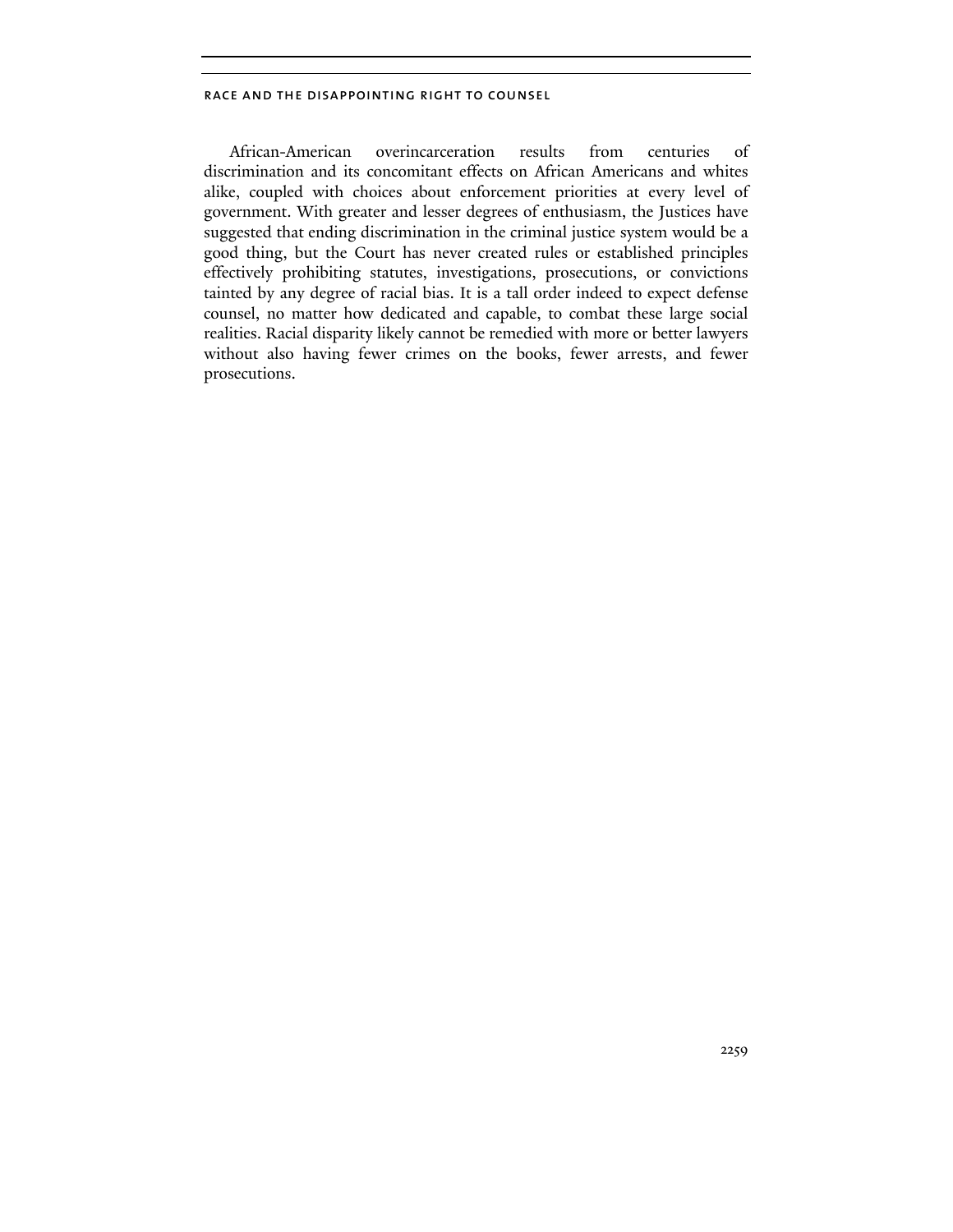African-American overincarceration results from centuries of discrimination and its concomitant effects on African Americans and whites alike, coupled with choices about enforcement priorities at every level of government. With greater and lesser degrees of enthusiasm, the Justices have suggested that ending discrimination in the criminal justice system would be a good thing, but the Court has never created rules or established principles effectively prohibiting statutes, investigations, prosecutions, or convictions tainted by any degree of racial bias. It is a tall order indeed to expect defense counsel, no matter how dedicated and capable, to combat these large social realities. Racial disparity likely cannot be remedied with more or better lawyers without also having fewer crimes on the books, fewer arrests, and fewer prosecutions.